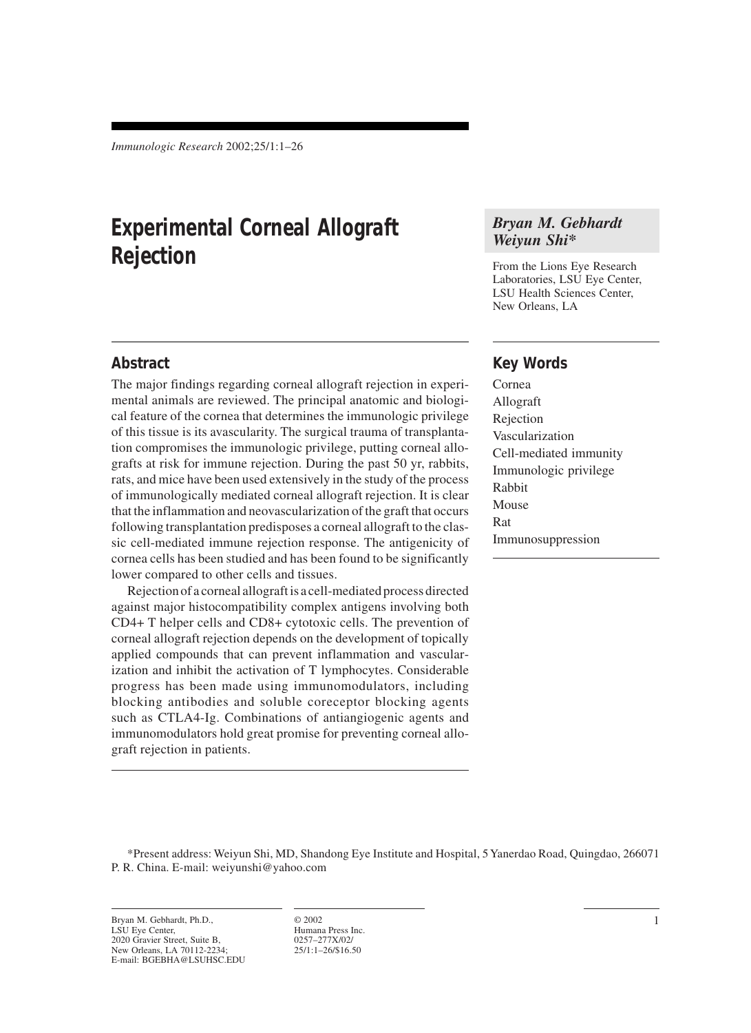# Experimental Corneal Allograft Rejection

*Bryan M. Gebhardt*
*Weiyun Shi**

From the Lions Eye Research Laboratories, LSU Eye Center, LSU Health Sciences Center, New Orleans, LA

## Abstract

The major findings regarding corneal allograft rejection in experimental animals are reviewed. The principal anatomic and biological feature of the cornea that determines the immunologic privilege of this tissue is its avascularity. The surgical trauma of transplantation compromises the immunologic privilege, putting corneal allografts at risk for immune rejection. During the past 50 yr, rabbits, rats, and mice have been used extensively in the study of the process of immunologically mediated corneal allograft rejection. It is clear that the inflammation and neovascularization of the graft that occurs following transplantation predisposes a corneal allograft to the classic cell-mediated immune rejection response. The antigenicity of cornea cells has been studied and has been found to be significantly lower compared to other cells and tissues.

Rejection of a corneal allograft is a cell-mediated process directed against major histocompatibility complex antigens involving both CD4+ T helper cells and CD8+ cytotoxic cells. The prevention of corneal allograft rejection depends on the development of topically applied compounds that can prevent inflammation and vascularization and inhibit the activation of T lymphocytes. Considerable progress has been made using immunomodulators, including blocking antibodies and soluble coreceptor blocking agents such as CTLA4-Ig. Combinations of antiangiogenic agents and immunomodulators hold great promise for preventing corneal allograft rejection in patients.

## Key Words

Cornea
Allograft
Rejection
Vascularization
Cell-mediated immunity
Immunologic privilege
Rabbit
Mouse
Rat
Immunosuppression

*Present address: Weiyun Shi, MD, Shandong Eye Institute and Hospital, 5 Yanerdao Road, Quingdao, 266071 P. R. China. E-mail: weiyunshi@yahoo.com

Bryan M. Gebhardt, Ph.D.,
LSU Eye Center,
2020 Gravier Street, Suite B,
New Orleans, LA 70112-2234;
E-mail: BGEBHA@LSUHSC.EDU

© 2002
Humana Press Inc.
0257–277X/02/
25/1:1–26/$16.50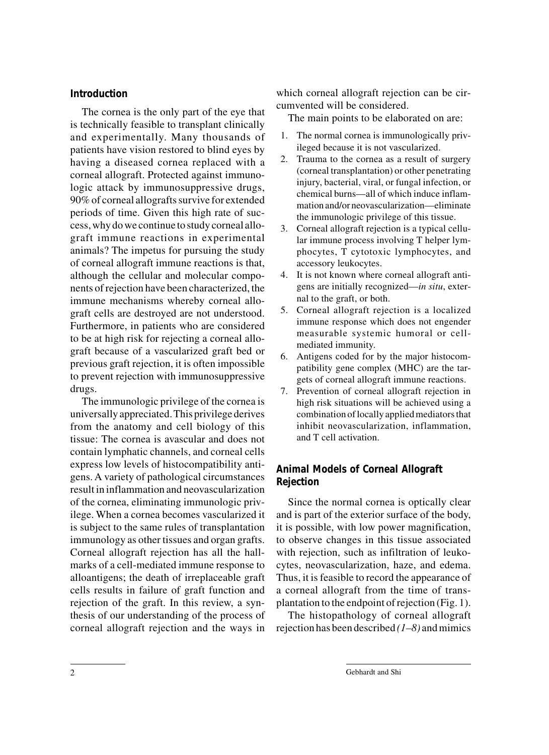## Introduction

The cornea is the only part of the eye that is technically feasible to transplant clinically and experimentally. Many thousands of patients have vision restored to blind eyes by having a diseased cornea replaced with a corneal allograft. Protected against immunologic attack by immunosuppressive drugs, 90% of corneal allografts survive for extended periods of time. Given this high rate of success, why do we continue to study corneal allograft immune reactions in experimental animals? The impetus for pursuing the study of corneal allograft immune reactions is that, although the cellular and molecular components of rejection have been characterized, the immune mechanisms whereby corneal allograft cells are destroyed are not understood. Furthermore, in patients who are considered to be at high risk for rejecting a corneal allograft because of a vascularized graft bed or previous graft rejection, it is often impossible to prevent rejection with immunosuppressive drugs.

The immunologic privilege of the cornea is universally appreciated. This privilege derives from the anatomy and cell biology of this tissue: The cornea is avascular and does not contain lymphatic channels, and corneal cells express low levels of histocompatibility antigens. A variety of pathological circumstances result in inflammation and neovascularization of the cornea, eliminating immunologic privilege. When a cornea becomes vascularized it is subject to the same rules of transplantation immunology as other tissues and organ grafts. Corneal allograft rejection has all the hallmarks of a cell-mediated immune response to alloantigens; the death of irreplaceable graft cells results in failure of graft function and rejection of the graft. In this review, a synthesis of our understanding of the process of corneal allograft rejection and the ways in which corneal allograft rejection can be circumvented will be considered.

The main points to be elaborated on are:

1. The normal cornea is immunologically privileged because it is not vascularized.
2. Trauma to the cornea as a result of surgery (corneal transplantation) or other penetrating injury, bacterial, viral, or fungal infection, or chemical burns—all of which induce inflammation and/or neovascularization—eliminate the immunologic privilege of this tissue.
3. Corneal allograft rejection is a typical cellular immune process involving T helper lymphocytes, T cytotoxic lymphocytes, and accessory leukocytes.
4. It is not known where corneal allograft antigens are initially recognized—*in situ*, external to the graft, or both.
5. Corneal allograft rejection is a localized immune response which does not engender measurable systemic humoral or cell-mediated immunity.
6. Antigens coded for by the major histocompatibility gene complex (MHC) are the targets of corneal allograft immune reactions.
7. Prevention of corneal allograft rejection in high risk situations will be achieved using a combination of locally applied mediators that inhibit neovascularization, inflammation, and T cell activation.

## Animal Models of Corneal Allograft Rejection

Since the normal cornea is optically clear and is part of the exterior surface of the body, it is possible, with low power magnification, to observe changes in this tissue associated with rejection, such as infiltration of leukocytes, neovascularization, haze, and edema. Thus, it is feasible to record the appearance of a corneal allograft from the time of transplantation to the endpoint of rejection (Fig. 1).

The histopathology of corneal allograft rejection has been described *(1–8)* and mimics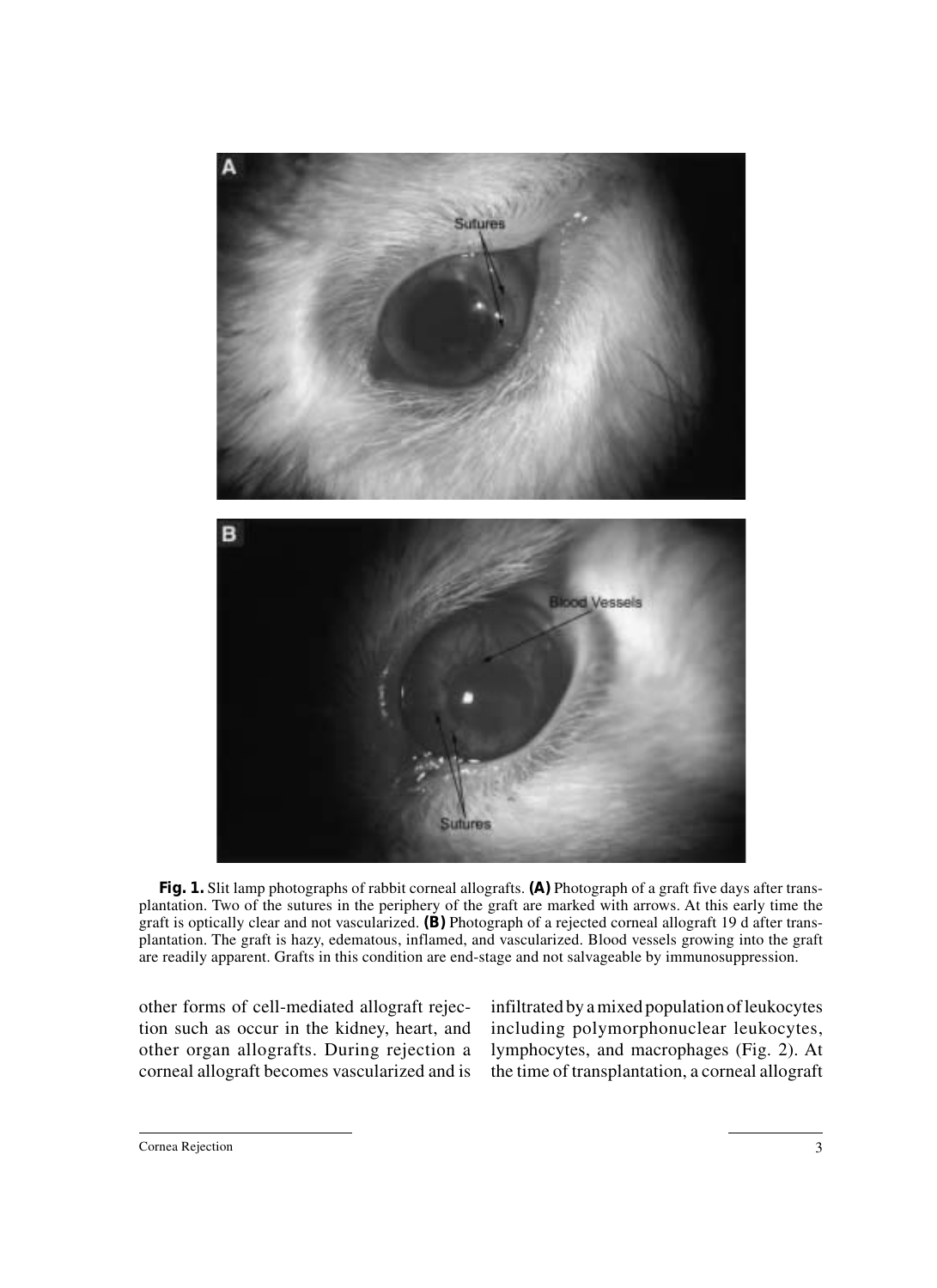**Fig. 1.** Slit lamp photographs of rabbit corneal allografts. **(A)** Photograph of a graft five days after transplantation. Two of the sutures in the periphery of the graft are marked with arrows. At this early time the graft is optically clear and not vascularized. **(B)** Photograph of a rejected corneal allograft 19 d after transplantation. The graft is hazy, edematous, inflamed, and vascularized. Blood vessels growing into the graft are readily apparent. Grafts in this condition are end-stage and not salvageable by immunosuppression.

other forms of cell-mediated allograft rejection such as occur in the kidney, heart, and other organ allografts. During rejection a corneal allograft becomes vascularized and is infiltrated by a mixed population of leukocytes including polymorphonuclear leukocytes, lymphocytes, and macrophages (Fig. 2). At the time of transplantation, a corneal allograft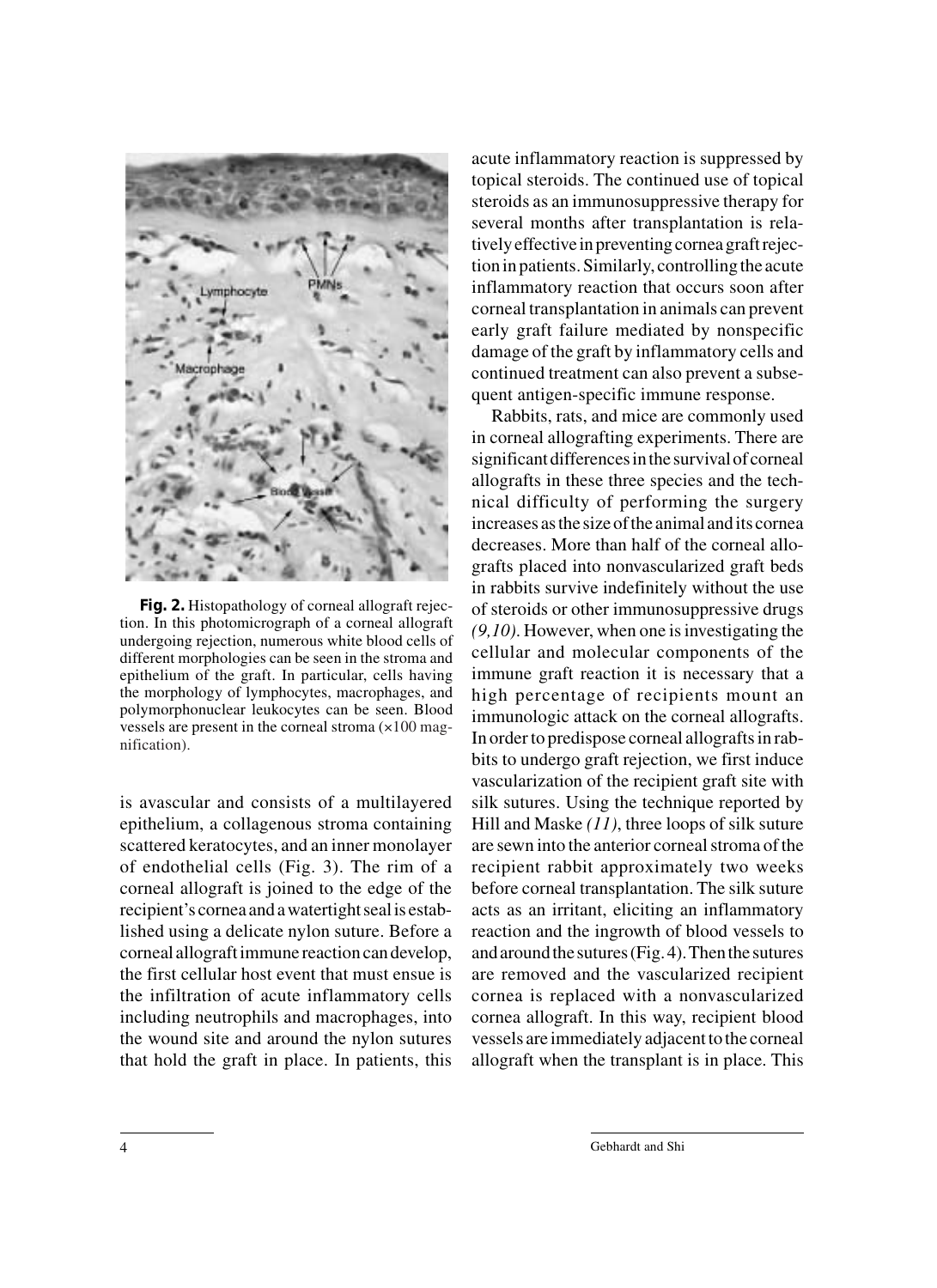**Fig. 2.** Histopathology of corneal allograft rejection. In this photomicrograph of a corneal allograft undergoing rejection, numerous white blood cells of different morphologies can be seen in the stroma and epithelium of the graft. In particular, cells having the morphology of lymphocytes, macrophages, and polymorphonuclear leukocytes can be seen. Blood vessels are present in the corneal stroma (×100 magnification).

is avascular and consists of a multilayered epithelium, a collagenous stroma containing scattered keratocytes, and an inner monolayer of endothelial cells (Fig. 3). The rim of a corneal allograft is joined to the edge of the recipient's cornea and a watertight seal is established using a delicate nylon suture. Before a corneal allograft immune reaction can develop, the first cellular host event that must ensue is the infiltration of acute inflammatory cells including neutrophils and macrophages, into the wound site and around the nylon sutures that hold the graft in place. In patients, this acute inflammatory reaction is suppressed by topical steroids. The continued use of topical steroids as an immunosuppressive therapy for several months after transplantation is relatively effective in preventing cornea graft rejection in patients. Similarly, controlling the acute inflammatory reaction that occurs soon after corneal transplantation in animals can prevent early graft failure mediated by nonspecific damage of the graft by inflammatory cells and continued treatment can also prevent a subsequent antigen-specific immune response.

Rabbits, rats, and mice are commonly used in corneal allografting experiments. There are significant differences in the survival of corneal allografts in these three species and the technical difficulty of performing the surgery increases as the size of the animal and its cornea decreases. More than half of the corneal allografts placed into nonvascularized graft beds in rabbits survive indefinitely without the use of steroids or other immunosuppressive drugs *(9,10)*. However, when one is investigating the cellular and molecular components of the immune graft reaction it is necessary that a high percentage of recipients mount an immunologic attack on the corneal allografts. In order to predispose corneal allografts in rabbits to undergo graft rejection, we first induce vascularization of the recipient graft site with silk sutures. Using the technique reported by Hill and Maske *(11)*, three loops of silk suture are sewn into the anterior corneal stroma of the recipient rabbit approximately two weeks before corneal transplantation. The silk suture acts as an irritant, eliciting an inflammatory reaction and the ingrowth of blood vessels to and around the sutures (Fig. 4). Then the sutures are removed and the vascularized recipient cornea is replaced with a nonvascularized cornea allograft. In this way, recipient blood vessels are immediately adjacent to the corneal allograft when the transplant is in place. This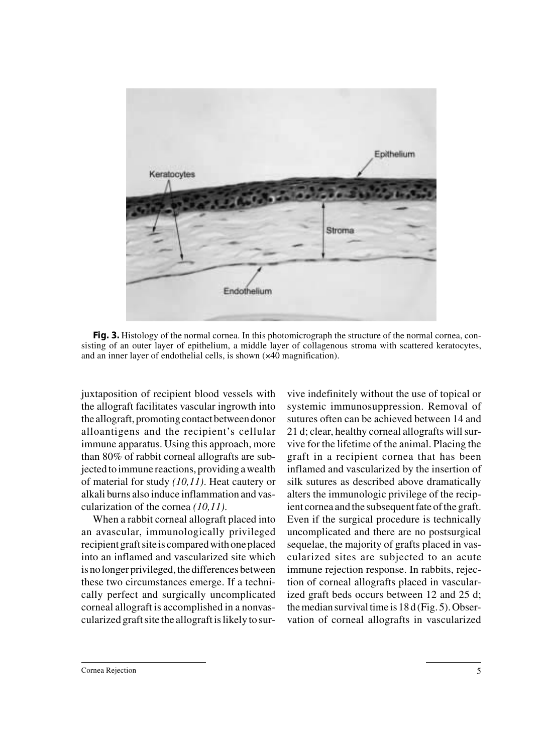**Fig. 3.** Histology of the normal cornea. In this photomicrograph the structure of the normal cornea, consisting of an outer layer of epithelium, a middle layer of collagenous stroma with scattered keratocytes, and an inner layer of endothelial cells, is shown (×40 magnification).

juxtaposition of recipient blood vessels with the allograft facilitates vascular ingrowth into the allograft, promoting contact between donor alloantigens and the recipient's cellular immune apparatus. Using this approach, more than 80% of rabbit corneal allografts are subjected to immune reactions, providing a wealth of material for study *(10,11)*. Heat cautery or alkali burns also induce inflammation and vascularization of the cornea *(10,11)*.

When a rabbit corneal allograft placed into an avascular, immunologically privileged recipient graft site is compared with one placed into an inflamed and vascularized site which is no longer privileged, the differences between these two circumstances emerge. If a technically perfect and surgically uncomplicated corneal allograft is accomplished in a nonvascularized graft site the allograft is likely to survive indefinitely without the use of topical or systemic immunosuppression. Removal of sutures often can be achieved between 14 and 21 d; clear, healthy corneal allografts will survive for the lifetime of the animal. Placing the graft in a recipient cornea that has been inflamed and vascularized by the insertion of silk sutures as described above dramatically alters the immunologic privilege of the recipient cornea and the subsequent fate of the graft. Even if the surgical procedure is technically uncomplicated and there are no postsurgical sequelae, the majority of grafts placed in vascularized sites are subjected to an acute immune rejection response. In rabbits, rejection of corneal allografts placed in vascularized graft beds occurs between 12 and 25 d; the median survival time is 18 d (Fig. 5). Observation of corneal allografts in vascularized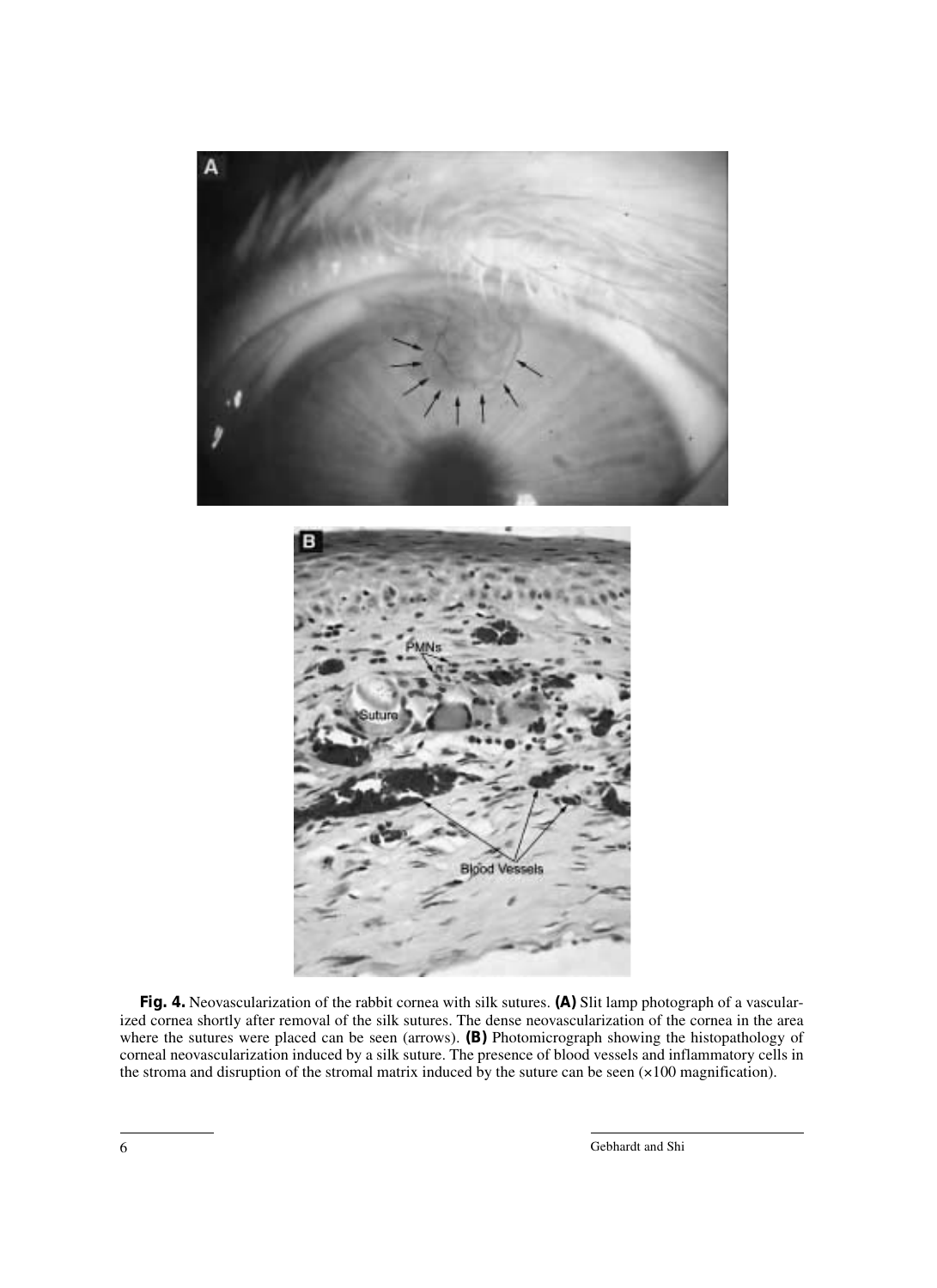**Fig. 4.** Neovascularization of the rabbit cornea with silk sutures. **(A)** Slit lamp photograph of a vascularized cornea shortly after removal of the silk sutures. The dense neovascularization of the cornea in the area where the sutures were placed can be seen (arrows). **(B)** Photomicrograph showing the histopathology of corneal neovascularization induced by a silk suture. The presence of blood vessels and inflammatory cells in the stroma and disruption of the stromal matrix induced by the suture can be seen (×100 magnification).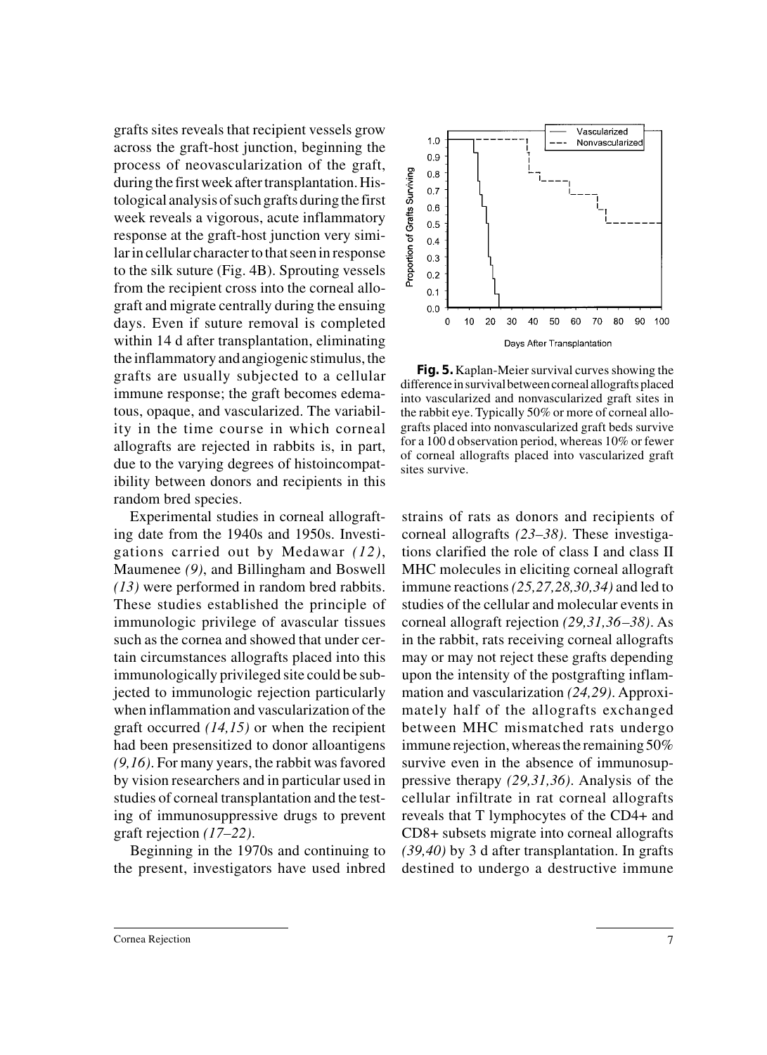grafts sites reveals that recipient vessels grow across the graft-host junction, beginning the process of neovascularization of the graft, during the first week after transplantation. Histological analysis of such grafts during the first week reveals a vigorous, acute inflammatory response at the graft-host junction very similar in cellular character to that seen in response to the silk suture (Fig. 4B). Sprouting vessels from the recipient cross into the corneal allograft and migrate centrally during the ensuing days. Even if suture removal is completed within 14 d after transplantation, eliminating the inflammatory and angiogenic stimulus, the grafts are usually subjected to a cellular immune response; the graft becomes edematous, opaque, and vascularized. The variability in the time course in which corneal allografts are rejected in rabbits is, in part, due to the varying degrees of histoincompatibility between donors and recipients in this random bred species.

Experimental studies in corneal allografting date from the 1940s and 1950s. Investigations carried out by Medawar *(12)*, Maumenee *(9)*, and Billingham and Boswell *(13)* were performed in random bred rabbits. These studies established the principle of immunologic privilege of avascular tissues such as the cornea and showed that under certain circumstances allografts placed into this immunologically privileged site could be subjected to immunologic rejection particularly when inflammation and vascularization of the graft occurred *(14,15)* or when the recipient had been presensitized to donor alloantigens *(9,16)*. For many years, the rabbit was favored by vision researchers and in particular used in studies of corneal transplantation and the testing of immunosuppressive drugs to prevent graft rejection *(17–22)*.

Beginning in the 1970s and continuing to the present, investigators have used inbred strains of rats as donors and recipients of corneal allografts *(23–38)*. These investigations clarified the role of class I and class II MHC molecules in eliciting corneal allograft immune reactions *(25,27,28,30,34)* and led to studies of the cellular and molecular events in corneal allograft rejection *(29,31,36–38)*. As in the rabbit, rats receiving corneal allografts may or may not reject these grafts depending upon the intensity of the postgrafting inflammation and vascularization *(24,29)*. Approximately half of the allografts exchanged between MHC mismatched rats undergo immune rejection, whereas the remaining 50% survive even in the absence of immunosuppressive therapy *(29,31,36)*. Analysis of the cellular infiltrate in rat corneal allografts reveals that T lymphocytes of the CD4+ and CD8+ subsets migrate into corneal allografts *(39,40)* by 3 d after transplantation. In grafts destined to undergo a destructive immune

**Fig. 5.** Kaplan-Meier survival curves showing the difference in survival between corneal allografts placed into vascularized and nonvascularized graft sites in the rabbit eye. Typically 50% or more of corneal allografts placed into nonvascularized graft beds survive for a 100 d observation period, whereas 10% or fewer of corneal allografts placed into vascularized graft sites survive.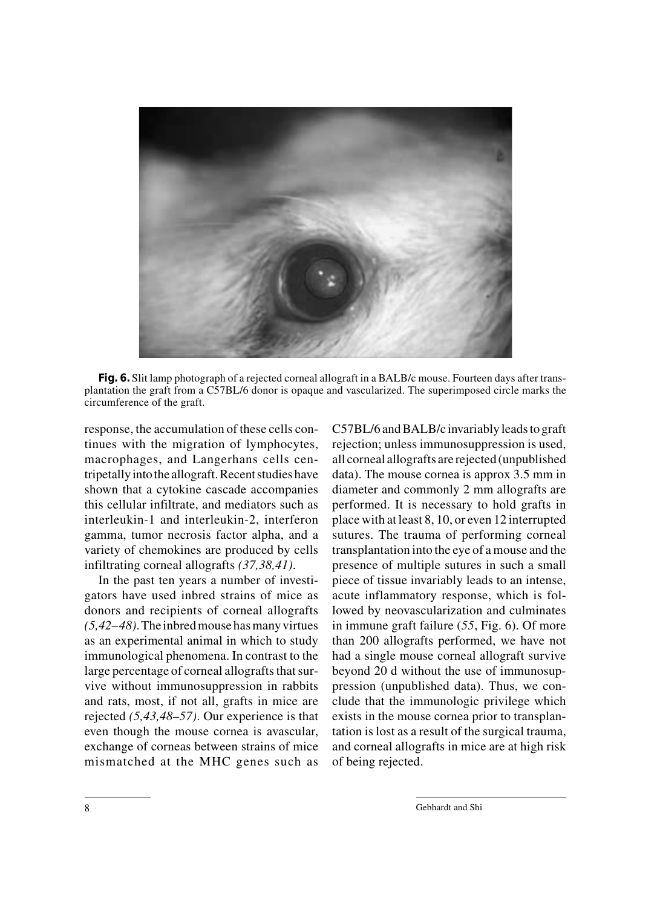**Fig. 6.** Slit lamp photograph of a rejected corneal allograft in a BALB/c mouse. Fourteen days after transplantation the graft from a C57BL/6 donor is opaque and vascularized. The superimposed circle marks the circumference of the graft.

response, the accumulation of these cells continues with the migration of lymphocytes, macrophages, and Langerhans cells centripetally into the allograft. Recent studies have shown that a cytokine cascade accompanies this cellular infiltrate, and mediators such as interleukin-1 and interleukin-2, interferon gamma, tumor necrosis factor alpha, and a variety of chemokines are produced by cells infiltrating corneal allografts *(37,38,41)*.

In the past ten years a number of investigators have used inbred strains of mice as donors and recipients of corneal allografts *(5,42–48)*. The inbred mouse has many virtues as an experimental animal in which to study immunological phenomena. In contrast to the large percentage of corneal allografts that survive without immunosuppression in rabbits and rats, most, if not all, grafts in mice are rejected *(5,43,48–57)*. Our experience is that even though the mouse cornea is avascular, exchange of corneas between strains of mice mismatched at the MHC genes such as C57BL/6 and BALB/c invariably leads to graft rejection; unless immunosuppression is used, all corneal allografts are rejected (unpublished data). The mouse cornea is approx 3.5 mm in diameter and commonly 2 mm allografts are performed. It is necessary to hold grafts in place with at least 8, 10, or even 12 interrupted sutures. The trauma of performing corneal transplantation into the eye of a mouse and the presence of multiple sutures in such a small piece of tissue invariably leads to an intense, acute inflammatory response, which is followed by neovascularization and culminates in immune graft failure (*55*, Fig. 6). Of more than 200 allografts performed, we have not had a single mouse corneal allograft survive beyond 20 d without the use of immunosuppression (unpublished data). Thus, we conclude that the immunologic privilege which exists in the mouse cornea prior to transplantation is lost as a result of the surgical trauma, and corneal allografts in mice are at high risk of being rejected.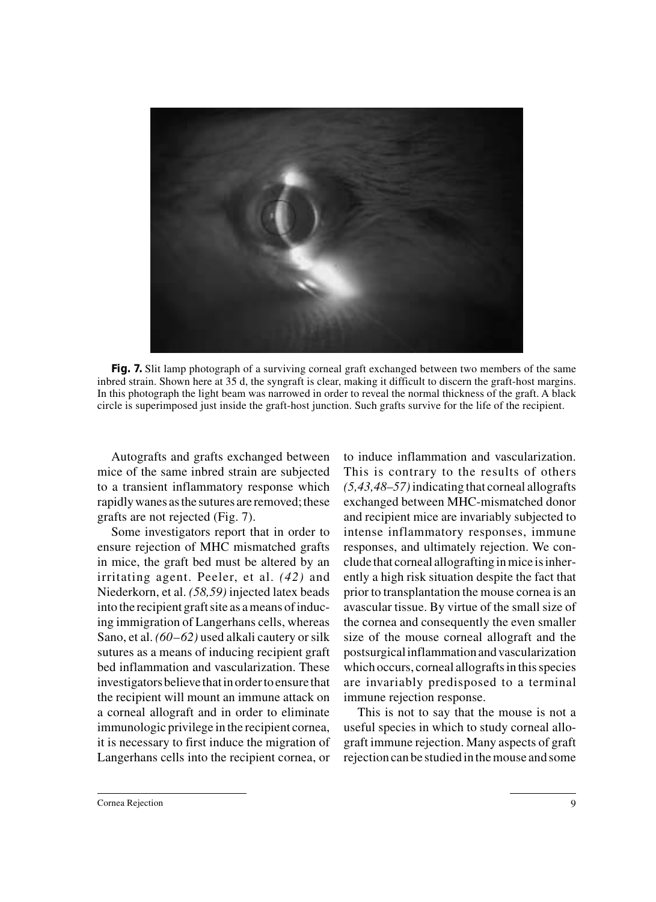**Fig. 7.** Slit lamp photograph of a surviving corneal graft exchanged between two members of the same inbred strain. Shown here at 35 d, the syngraft is clear, making it difficult to discern the graft-host margins. In this photograph the light beam was narrowed in order to reveal the normal thickness of the graft. A black circle is superimposed just inside the graft-host junction. Such grafts survive for the life of the recipient.

Autografts and grafts exchanged between mice of the same inbred strain are subjected to a transient inflammatory response which rapidly wanes as the sutures are removed; these grafts are not rejected (Fig. 7).

Some investigators report that in order to ensure rejection of MHC mismatched grafts in mice, the graft bed must be altered by an irritating agent. Peeler, et al. *(42)* and Niederkorn, et al. *(58,59)* injected latex beads into the recipient graft site as a means of inducing immigration of Langerhans cells, whereas Sano, et al. *(60–62)* used alkali cautery or silk sutures as a means of inducing recipient graft bed inflammation and vascularization. These investigators believe that in order to ensure that the recipient will mount an immune attack on a corneal allograft and in order to eliminate immunologic privilege in the recipient cornea, it is necessary to first induce the migration of Langerhans cells into the recipient cornea, or to induce inflammation and vascularization. This is contrary to the results of others *(5,43,48–57)* indicating that corneal allografts exchanged between MHC-mismatched donor and recipient mice are invariably subjected to intense inflammatory responses, immune responses, and ultimately rejection. We conclude that corneal allografting in mice is inherently a high risk situation despite the fact that prior to transplantation the mouse cornea is an avascular tissue. By virtue of the small size of the cornea and consequently the even smaller size of the mouse corneal allograft and the postsurgical inflammation and vascularization which occurs, corneal allografts in this species are invariably predisposed to a terminal immune rejection response.

This is not to say that the mouse is not a useful species in which to study corneal allograft immune rejection. Many aspects of graft rejection can be studied in the mouse and some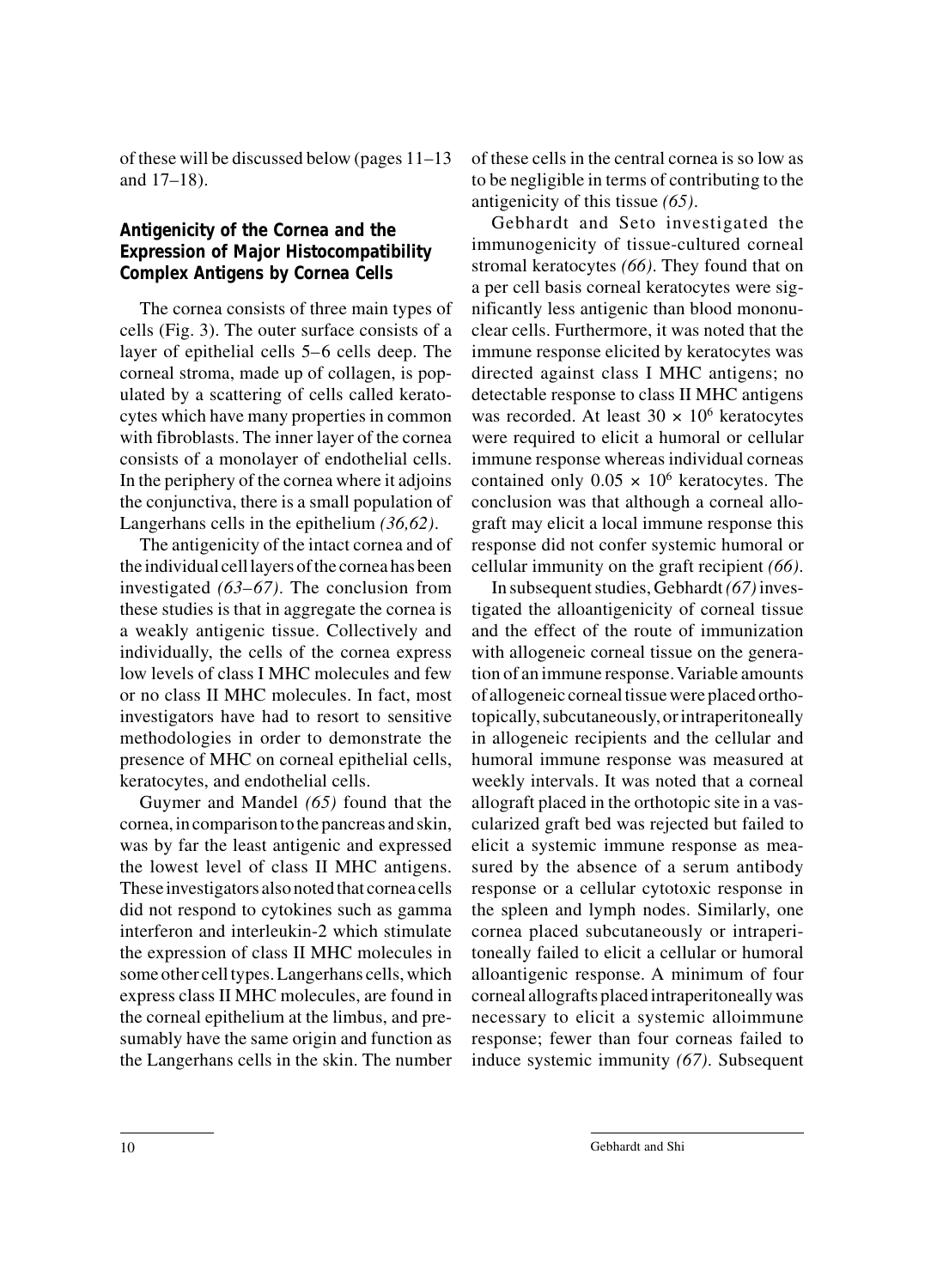of these will be discussed below (pages 11–13 and 17–18).

## Antigenicity of the Cornea and the Expression of Major Histocompatibility Complex Antigens by Cornea Cells

The cornea consists of three main types of cells (Fig. 3). The outer surface consists of a layer of epithelial cells 5–6 cells deep. The corneal stroma, made up of collagen, is populated by a scattering of cells called keratocytes which have many properties in common with fibroblasts. The inner layer of the cornea consists of a monolayer of endothelial cells. In the periphery of the cornea where it adjoins the conjunctiva, there is a small population of Langerhans cells in the epithelium *(36,62)*.

The antigenicity of the intact cornea and of the individual cell layers of the cornea has been investigated *(63–67)*. The conclusion from these studies is that in aggregate the cornea is a weakly antigenic tissue. Collectively and individually, the cells of the cornea express low levels of class I MHC molecules and few or no class II MHC molecules. In fact, most investigators have had to resort to sensitive methodologies in order to demonstrate the presence of MHC on corneal epithelial cells, keratocytes, and endothelial cells.

Guymer and Mandel *(65)* found that the cornea, in comparison to the pancreas and skin, was by far the least antigenic and expressed the lowest level of class II MHC antigens. These investigators also noted that cornea cells did not respond to cytokines such as gamma interferon and interleukin-2 which stimulate the expression of class II MHC molecules in some other cell types. Langerhans cells, which express class II MHC molecules, are found in the corneal epithelium at the limbus, and presumably have the same origin and function as the Langerhans cells in the skin. The number of these cells in the central cornea is so low as to be negligible in terms of contributing to the antigenicity of this tissue *(65)*.

Gebhardt and Seto investigated the immunogenicity of tissue-cultured corneal stromal keratocytes *(66)*. They found that on a per cell basis corneal keratocytes were significantly less antigenic than blood mononuclear cells. Furthermore, it was noted that the immune response elicited by keratocytes was directed against class I MHC antigens; no detectable response to class II MHC antigens was recorded. At least $30 \times 10^6$ keratocytes were required to elicit a humoral or cellular immune response whereas individual corneas contained only $0.05 \times 10^6$ keratocytes. The conclusion was that although a corneal allograft may elicit a local immune response this response did not confer systemic humoral or cellular immunity on the graft recipient *(66)*.

In subsequent studies, Gebhardt *(67)* investigated the alloantigenicity of corneal tissue and the effect of the route of immunization with allogeneic corneal tissue on the generation of an immune response. Variable amounts of allogeneic corneal tissue were placed orthotopically, subcutaneously, or intraperitoneally in allogeneic recipients and the cellular and humoral immune response was measured at weekly intervals. It was noted that a corneal allograft placed in the orthotopic site in a vascularized graft bed was rejected but failed to elicit a systemic immune response as measured by the absence of a serum antibody response or a cellular cytotoxic response in the spleen and lymph nodes. Similarly, one cornea placed subcutaneously or intraperitoneally failed to elicit a cellular or humoral alloantigenic response. A minimum of four corneal allografts placed intraperitoneally was necessary to elicit a systemic alloimmune response; fewer than four corneas failed to induce systemic immunity *(67)*. Subsequent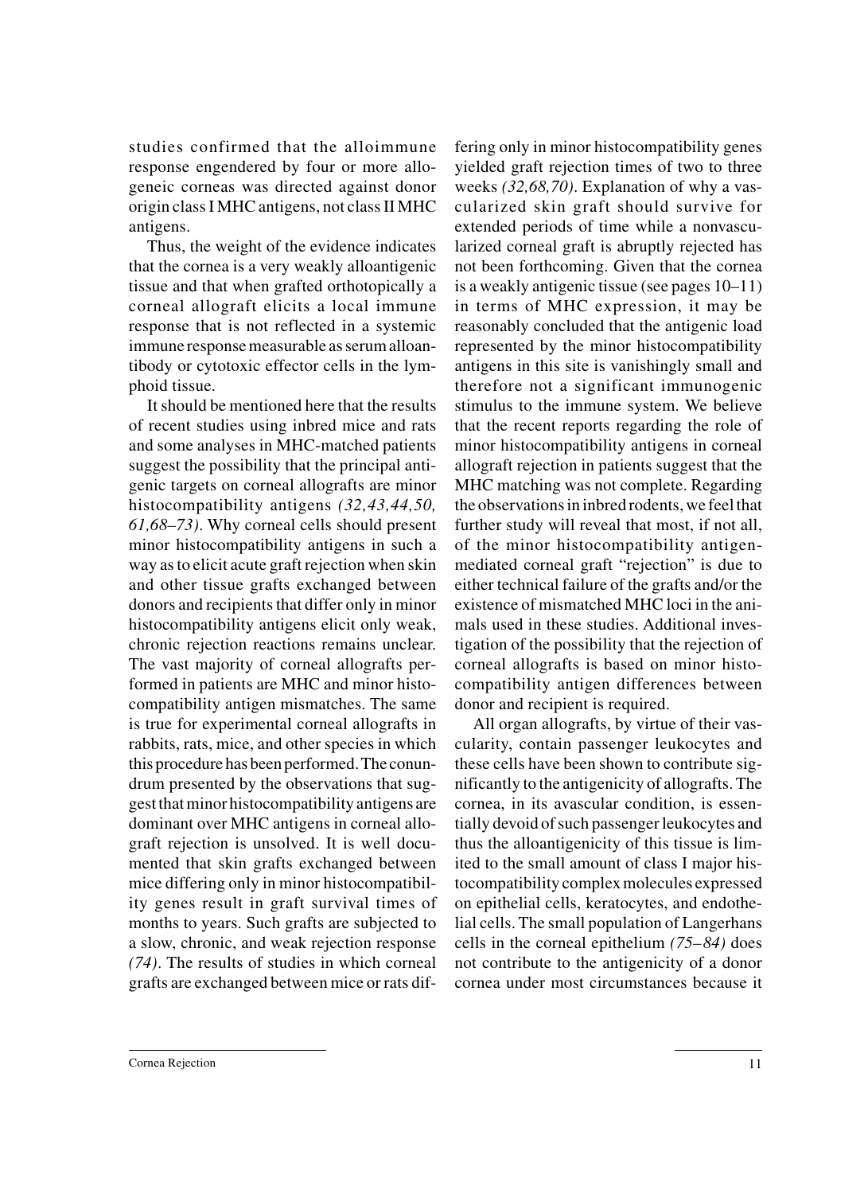studies confirmed that the alloimmune response engendered by four or more allogeneic corneas was directed against donor origin class I MHC antigens, not class II MHC antigens.

Thus, the weight of the evidence indicates that the cornea is a very weakly alloantigenic tissue and that when grafted orthotopically a corneal allograft elicits a local immune response that is not reflected in a systemic immune response measurable as serum alloantibody or cytotoxic effector cells in the lymphoid tissue.

It should be mentioned here that the results of recent studies using inbred mice and rats and some analyses in MHC-matched patients suggest the possibility that the principal antigenic targets on corneal allografts are minor histocompatibility antigens *(32,43,44,50, 61,68–73)*. Why corneal cells should present minor histocompatibility antigens in such a way as to elicit acute graft rejection when skin and other tissue grafts exchanged between donors and recipients that differ only in minor histocompatibility antigens elicit only weak, chronic rejection reactions remains unclear. The vast majority of corneal allografts performed in patients are MHC and minor histocompatibility antigen mismatches. The same is true for experimental corneal allografts in rabbits, rats, mice, and other species in which this procedure has been performed. The conundrum presented by the observations that suggest that minor histocompatibility antigens are dominant over MHC antigens in corneal allograft rejection is unsolved. It is well documented that skin grafts exchanged between mice differing only in minor histocompatibility genes result in graft survival times of months to years. Such grafts are subjected to a slow, chronic, and weak rejection response *(74)*. The results of studies in which corneal grafts are exchanged between mice or rats differing only in minor histocompatibility genes yielded graft rejection times of two to three weeks *(32,68,70)*. Explanation of why a vascularized skin graft should survive for extended periods of time while a nonvascularized corneal graft is abruptly rejected has not been forthcoming. Given that the cornea is a weakly antigenic tissue (see pages 10–11) in terms of MHC expression, it may be reasonably concluded that the antigenic load represented by the minor histocompatibility antigens in this site is vanishingly small and therefore not a significant immunogenic stimulus to the immune system. We believe that the recent reports regarding the role of minor histocompatibility antigens in corneal allograft rejection in patients suggest that the MHC matching was not complete. Regarding the observations in inbred rodents, we feel that further study will reveal that most, if not all, of the minor histocompatibility antigen-mediated corneal graft "rejection" is due to either technical failure of the grafts and/or the existence of mismatched MHC loci in the animals used in these studies. Additional investigation of the possibility that the rejection of corneal allografts is based on minor histocompatibility antigen differences between donor and recipient is required.

All organ allografts, by virtue of their vascularity, contain passenger leukocytes and these cells have been shown to contribute significantly to the antigenicity of allografts. The cornea, in its avascular condition, is essentially devoid of such passenger leukocytes and thus the alloantigenicity of this tissue is limited to the small amount of class I major histocompatibility complex molecules expressed on epithelial cells, keratocytes, and endothelial cells. The small population of Langerhans cells in the corneal epithelium *(75–84)* does not contribute to the antigenicity of a donor cornea under most circumstances because it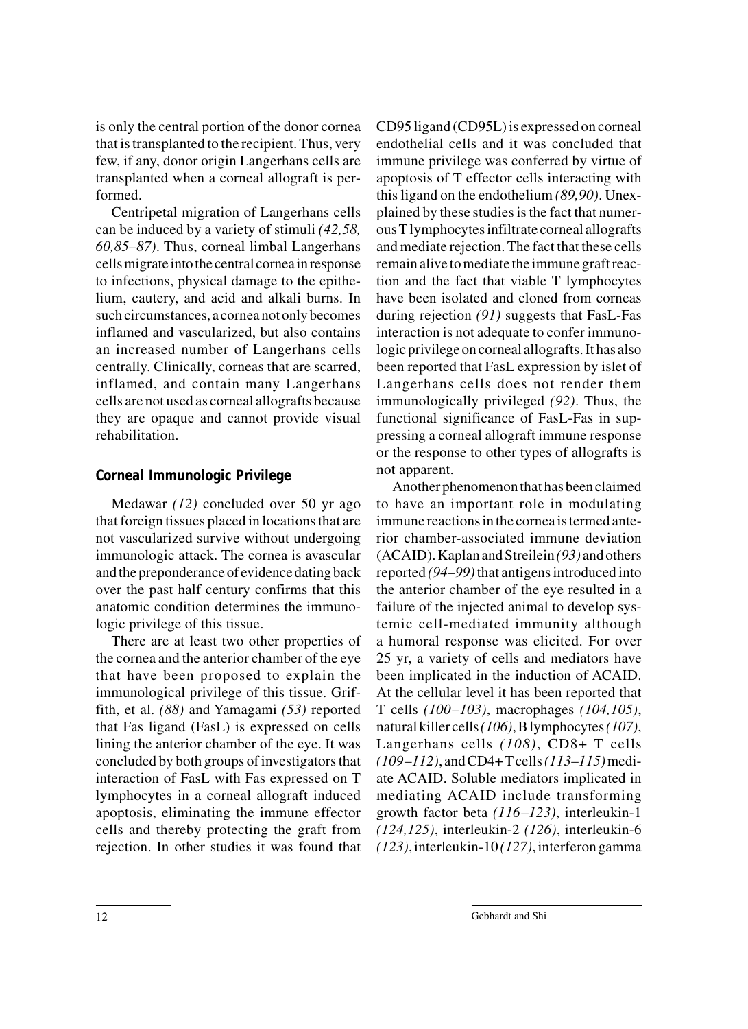is only the central portion of the donor cornea that is transplanted to the recipient. Thus, very few, if any, donor origin Langerhans cells are transplanted when a corneal allograft is performed.

Centripetal migration of Langerhans cells can be induced by a variety of stimuli *(42,58, 60,85–87)*. Thus, corneal limbal Langerhans cells migrate into the central cornea in response to infections, physical damage to the epithelium, cautery, and acid and alkali burns. In such circumstances, a cornea not only becomes inflamed and vascularized, but also contains an increased number of Langerhans cells centrally. Clinically, corneas that are scarred, inflamed, and contain many Langerhans cells are not used as corneal allografts because they are opaque and cannot provide visual rehabilitation.

## Corneal Immunologic Privilege

Medawar *(12)* concluded over 50 yr ago that foreign tissues placed in locations that are not vascularized survive without undergoing immunologic attack. The cornea is avascular and the preponderance of evidence dating back over the past half century confirms that this anatomic condition determines the immunologic privilege of this tissue.

There are at least two other properties of the cornea and the anterior chamber of the eye that have been proposed to explain the immunological privilege of this tissue. Griffith, et al. *(88)* and Yamagami *(53)* reported that Fas ligand (FasL) is expressed on cells lining the anterior chamber of the eye. It was concluded by both groups of investigators that interaction of FasL with Fas expressed on T lymphocytes in a corneal allograft induced apoptosis, eliminating the immune effector cells and thereby protecting the graft from rejection. In other studies it was found that CD95 ligand (CD95L) is expressed on corneal endothelial cells and it was concluded that immune privilege was conferred by virtue of apoptosis of T effector cells interacting with this ligand on the endothelium *(89,90)*. Unexplained by these studies is the fact that numerous T lymphocytes infiltrate corneal allografts and mediate rejection. The fact that these cells remain alive to mediate the immune graft reaction and the fact that viable T lymphocytes have been isolated and cloned from corneas during rejection *(91)* suggests that FasL-Fas interaction is not adequate to confer immunologic privilege on corneal allografts. It has also been reported that FasL expression by islet of Langerhans cells does not render them immunologically privileged *(92)*. Thus, the functional significance of FasL-Fas in suppressing a corneal allograft immune response or the response to other types of allografts is not apparent.

Another phenomenon that has been claimed to have an important role in modulating immune reactions in the cornea is termed anterior chamber-associated immune deviation (ACAID). Kaplan and Streilein *(93)* and others reported *(94–99)* that antigens introduced into the anterior chamber of the eye resulted in a failure of the injected animal to develop systemic cell-mediated immunity although a humoral response was elicited. For over 25 yr, a variety of cells and mediators have been implicated in the induction of ACAID. At the cellular level it has been reported that T cells *(100–103)*, macrophages *(104,105)*, natural killer cells *(106)*, B lymphocytes *(107)*, Langerhans cells *(108)*, CD8+ T cells *(109–112)*, and CD4+ T cells *(113–115)* mediate ACAID. Soluble mediators implicated in mediating ACAID include transforming growth factor beta *(116–123)*, interleukin-1 *(124,125)*, interleukin-2 *(126)*, interleukin-6 *(123)*, interleukin-10 *(127)*, interferon gamma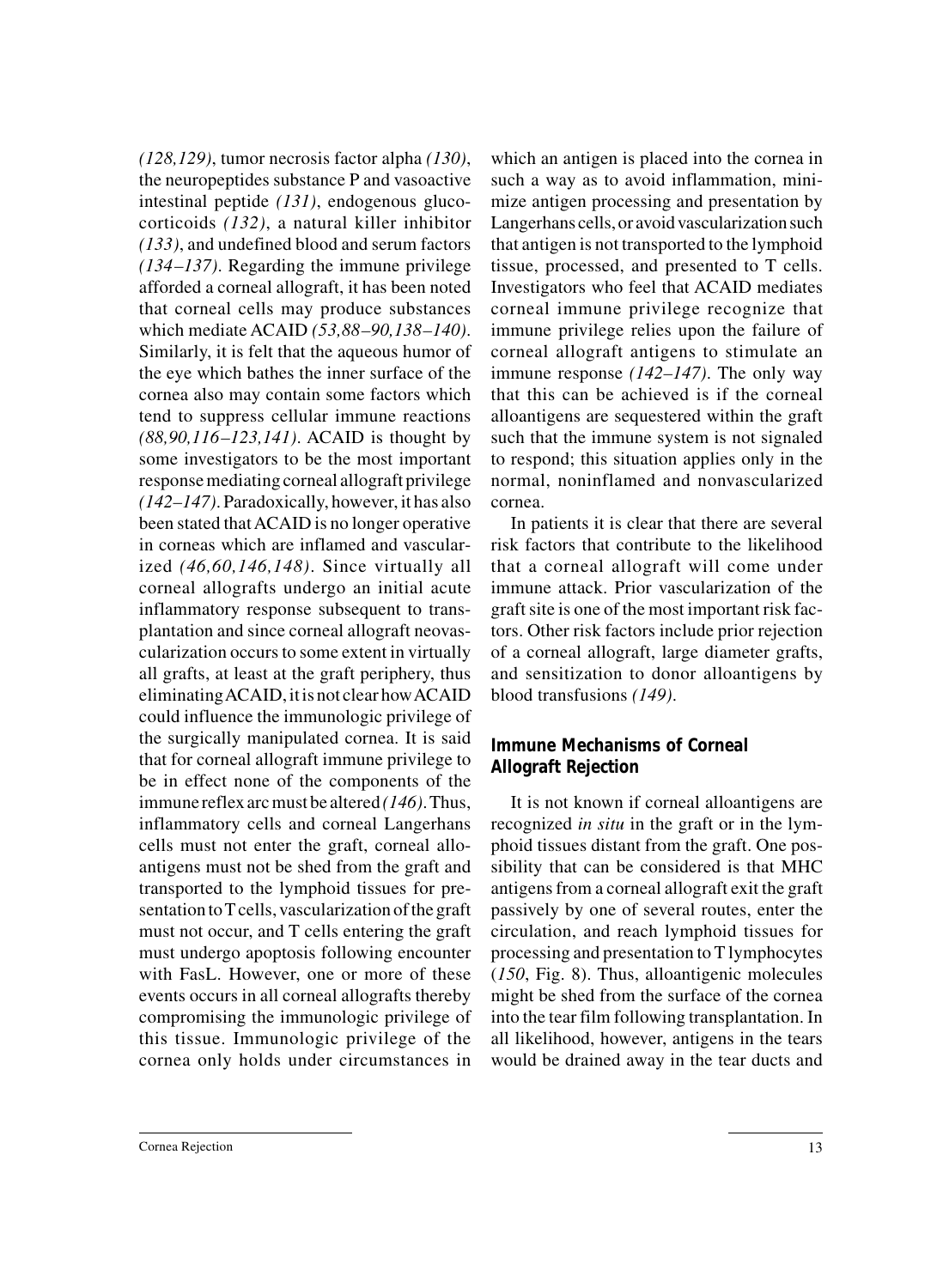*(128,129)*, tumor necrosis factor alpha *(130)*, the neuropeptides substance P and vasoactive intestinal peptide *(131)*, endogenous glucocorticoids *(132)*, a natural killer inhibitor *(133)*, and undefined blood and serum factors *(134–137)*. Regarding the immune privilege afforded a corneal allograft, it has been noted that corneal cells may produce substances which mediate ACAID *(53,88–90,138–140)*. Similarly, it is felt that the aqueous humor of the eye which bathes the inner surface of the cornea also may contain some factors which tend to suppress cellular immune reactions *(88,90,116–123,141)*. ACAID is thought by some investigators to be the most important response mediating corneal allograft privilege *(142–147)*. Paradoxically, however, it has also been stated that ACAID is no longer operative in corneas which are inflamed and vascularized *(46,60,146,148)*. Since virtually all corneal allografts undergo an initial acute inflammatory response subsequent to transplantation and since corneal allograft neovascularization occurs to some extent in virtually all grafts, at least at the graft periphery, thus eliminating ACAID, it is not clear how ACAID could influence the immunologic privilege of the surgically manipulated cornea. It is said that for corneal allograft immune privilege to be in effect none of the components of the immune reflex arc must be altered *(146)*. Thus, inflammatory cells and corneal Langerhans cells must not enter the graft, corneal alloantigens must not be shed from the graft and transported to the lymphoid tissues for presentation to T cells, vascularization of the graft must not occur, and T cells entering the graft must undergo apoptosis following encounter with FasL. However, one or more of these events occurs in all corneal allografts thereby compromising the immunologic privilege of this tissue. Immunologic privilege of the cornea only holds under circumstances in which an antigen is placed into the cornea in such a way as to avoid inflammation, minimize antigen processing and presentation by Langerhans cells, or avoid vascularization such that antigen is not transported to the lymphoid tissue, processed, and presented to T cells. Investigators who feel that ACAID mediates corneal immune privilege recognize that immune privilege relies upon the failure of corneal allograft antigens to stimulate an immune response *(142–147)*. The only way that this can be achieved is if the corneal alloantigens are sequestered within the graft such that the immune system is not signaled to respond; this situation applies only in the normal, noninflamed and nonvascularized cornea.

In patients it is clear that there are several risk factors that contribute to the likelihood that a corneal allograft will come under immune attack. Prior vascularization of the graft site is one of the most important risk factors. Other risk factors include prior rejection of a corneal allograft, large diameter grafts, and sensitization to donor alloantigens by blood transfusions *(149)*.

## Immune Mechanisms of Corneal Allograft Rejection

It is not known if corneal alloantigens are recognized *in situ* in the graft or in the lymphoid tissues distant from the graft. One possibility that can be considered is that MHC antigens from a corneal allograft exit the graft passively by one of several routes, enter the circulation, and reach lymphoid tissues for processing and presentation to T lymphocytes (*150*, Fig. 8). Thus, alloantigenic molecules might be shed from the surface of the cornea into the tear film following transplantation. In all likelihood, however, antigens in the tears would be drained away in the tear ducts and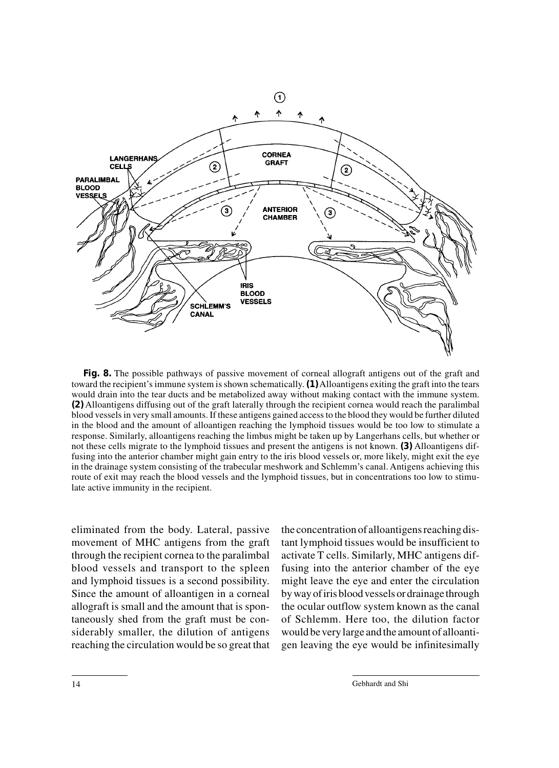**Fig. 8.** The possible pathways of passive movement of corneal allograft antigens out of the graft and toward the recipient's immune system is shown schematically. **(1)** Alloantigens exiting the graft into the tears would drain into the tear ducts and be metabolized away without making contact with the immune system. **(2)** Alloantigens diffusing out of the graft laterally through the recipient cornea would reach the paralimbal blood vessels in very small amounts. If these antigens gained access to the blood they would be further diluted in the blood and the amount of alloantigen reaching the lymphoid tissues would be too low to stimulate a response. Similarly, alloantigens reaching the limbus might be taken up by Langerhans cells, but whether or not these cells migrate to the lymphoid tissues and present the antigens is not known. **(3)** Alloantigens diffusing into the anterior chamber might gain entry to the iris blood vessels or, more likely, might exit the eye in the drainage system consisting of the trabecular meshwork and Schlemm's canal. Antigens achieving this route of exit may reach the blood vessels and the lymphoid tissues, but in concentrations too low to stimulate active immunity in the recipient.

eliminated from the body. Lateral, passive movement of MHC antigens from the graft through the recipient cornea to the paralimbal blood vessels and transport to the spleen and lymphoid tissues is a second possibility. Since the amount of alloantigen in a corneal allograft is small and the amount that is spontaneously shed from the graft must be considerably smaller, the dilution of antigens reaching the circulation would be so great that the concentration of alloantigens reaching distant lymphoid tissues would be insufficient to activate T cells. Similarly, MHC antigens diffusing into the anterior chamber of the eye might leave the eye and enter the circulation by way of iris blood vessels or drainage through the ocular outflow system known as the canal of Schlemm. Here too, the dilution factor would be very large and the amount of alloantigen leaving the eye would be infinitesimally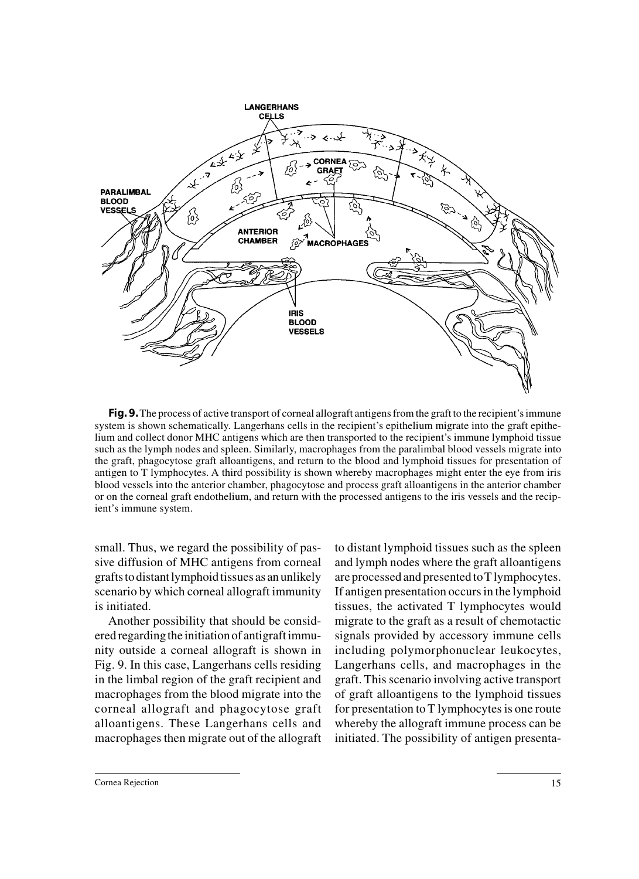**Fig. 9.** The process of active transport of corneal allograft antigens from the graft to the recipient's immune system is shown schematically. Langerhans cells in the recipient's epithelium migrate into the graft epithelium and collect donor MHC antigens which are then transported to the recipient's immune lymphoid tissue such as the lymph nodes and spleen. Similarly, macrophages from the paralimbal blood vessels migrate into the graft, phagocytose graft alloantigens, and return to the blood and lymphoid tissues for presentation of antigen to T lymphocytes. A third possibility is shown whereby macrophages might enter the eye from iris blood vessels into the anterior chamber, phagocytose and process graft alloantigens in the anterior chamber or on the corneal graft endothelium, and return with the processed antigens to the iris vessels and the recipient's immune system.

small. Thus, we regard the possibility of passive diffusion of MHC antigens from corneal grafts to distant lymphoid tissues as an unlikely scenario by which corneal allograft immunity is initiated.

Another possibility that should be considered regarding the initiation of antigraft immunity outside a corneal allograft is shown in Fig. 9. In this case, Langerhans cells residing in the limbal region of the graft recipient and macrophages from the blood migrate into the corneal allograft and phagocytose graft alloantigens. These Langerhans cells and macrophages then migrate out of the allograft to distant lymphoid tissues such as the spleen and lymph nodes where the graft alloantigens are processed and presented to T lymphocytes. If antigen presentation occurs in the lymphoid tissues, the activated T lymphocytes would migrate to the graft as a result of chemotactic signals provided by accessory immune cells including polymorphonuclear leukocytes, Langerhans cells, and macrophages in the graft. This scenario involving active transport of graft alloantigens to the lymphoid tissues for presentation to T lymphocytes is one route whereby the allograft immune process can be initiated. The possibility of antigen presenta-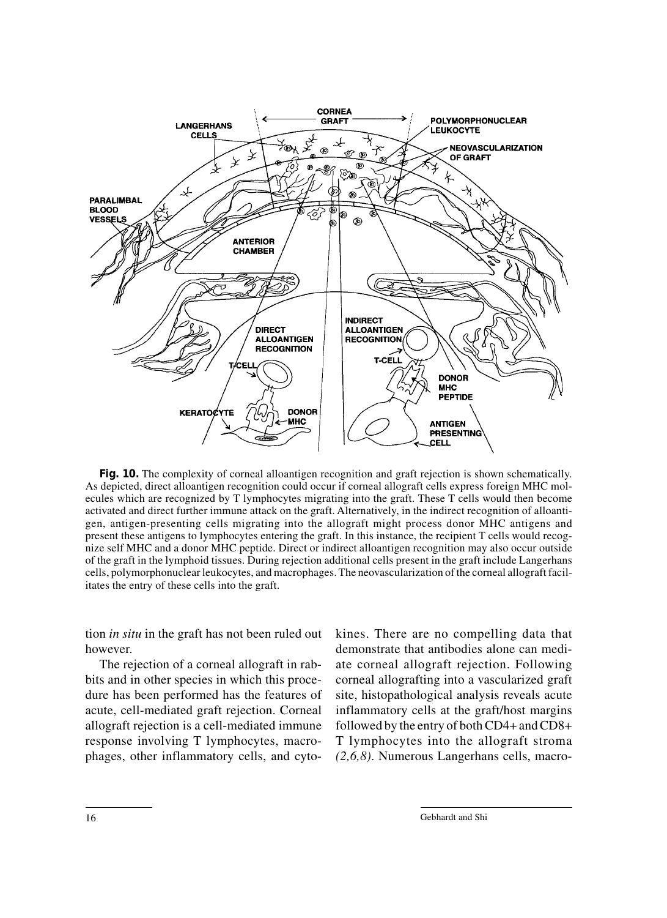**Fig. 10.** The complexity of corneal alloantigen recognition and graft rejection is shown schematically. As depicted, direct alloantigen recognition could occur if corneal allograft cells express foreign MHC molecules which are recognized by T lymphocytes migrating into the graft. These T cells would then become activated and direct further immune attack on the graft. Alternatively, in the indirect recognition of alloantigen, antigen-presenting cells migrating into the allograft might process donor MHC antigens and present these antigens to lymphocytes entering the graft. In this instance, the recipient T cells would recognize self MHC and a donor MHC peptide. Direct or indirect alloantigen recognition may also occur outside of the graft in the lymphoid tissues. During rejection additional cells present in the graft include Langerhans cells, polymorphonuclear leukocytes, and macrophages. The neovascularization of the corneal allograft facilitates the entry of these cells into the graft.

tion *in situ* in the graft has not been ruled out however.

The rejection of a corneal allograft in rabbits and in other species in which this procedure has been performed has the features of acute, cell-mediated graft rejection. Corneal allograft rejection is a cell-mediated immune response involving T lymphocytes, macrophages, other inflammatory cells, and cytokines. There are no compelling data that demonstrate that antibodies alone can mediate corneal allograft rejection. Following corneal allografting into a vascularized graft site, histopathological analysis reveals acute inflammatory cells at the graft/host margins followed by the entry of both CD4+ and CD8+ T lymphocytes into the allograft stroma *(2,6,8)*. Numerous Langerhans cells, macro-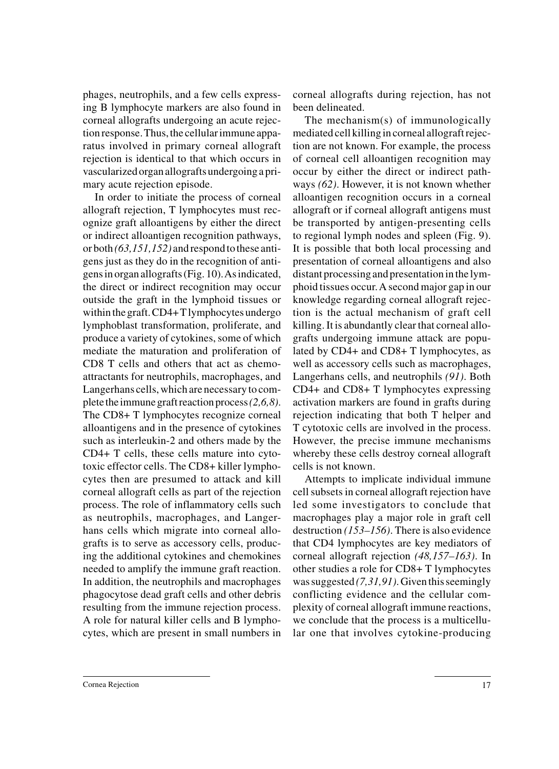phages, neutrophils, and a few cells expressing B lymphocyte markers are also found in corneal allografts undergoing an acute rejection response. Thus, the cellular immune apparatus involved in primary corneal allograft rejection is identical to that which occurs in vascularized organ allografts undergoing a primary acute rejection episode.

In order to initiate the process of corneal allograft rejection, T lymphocytes must recognize graft alloantigens by either the direct or indirect alloantigen recognition pathways, or both *(63,151,152)* and respond to these antigens just as they do in the recognition of antigens in organ allografts (Fig. 10). As indicated, the direct or indirect recognition may occur outside the graft in the lymphoid tissues or within the graft. CD4+ T lymphocytes undergo lymphoblast transformation, proliferate, and produce a variety of cytokines, some of which mediate the maturation and proliferation of CD8 T cells and others that act as chemoattractants for neutrophils, macrophages, and Langerhans cells, which are necessary to complete the immune graft reaction process *(2,6,8)*. The CD8+ T lymphocytes recognize corneal alloantigens and in the presence of cytokines such as interleukin-2 and others made by the CD4+ T cells, these cells mature into cytotoxic effector cells. The CD8+ killer lymphocytes then are presumed to attack and kill corneal allograft cells as part of the rejection process. The role of inflammatory cells such as neutrophils, macrophages, and Langerhans cells which migrate into corneal allografts is to serve as accessory cells, producing the additional cytokines and chemokines needed to amplify the immune graft reaction. In addition, the neutrophils and macrophages phagocytose dead graft cells and other debris resulting from the immune rejection process. A role for natural killer cells and B lymphocytes, which are present in small numbers in corneal allografts during rejection, has not been delineated.

The mechanism(s) of immunologically mediated cell killing in corneal allograft rejection are not known. For example, the process of corneal cell alloantigen recognition may occur by either the direct or indirect pathways *(62)*. However, it is not known whether alloantigen recognition occurs in a corneal allograft or if corneal allograft antigens must be transported by antigen-presenting cells to regional lymph nodes and spleen (Fig. 9). It is possible that both local processing and presentation of corneal alloantigens and also distant processing and presentation in the lymphoid tissues occur. A second major gap in our knowledge regarding corneal allograft rejection is the actual mechanism of graft cell killing. It is abundantly clear that corneal allografts undergoing immune attack are populated by CD4+ and CD8+ T lymphocytes, as well as accessory cells such as macrophages, Langerhans cells, and neutrophils *(91)*. Both CD4+ and CD8+ T lymphocytes expressing activation markers are found in grafts during rejection indicating that both T helper and T cytotoxic cells are involved in the process. However, the precise immune mechanisms whereby these cells destroy corneal allograft cells is not known.

Attempts to implicate individual immune cell subsets in corneal allograft rejection have led some investigators to conclude that macrophages play a major role in graft cell destruction *(153–156)*. There is also evidence that CD4 lymphocytes are key mediators of corneal allograft rejection *(48,157–163)*. In other studies a role for CD8+ T lymphocytes was suggested *(7,31,91)*. Given this seemingly conflicting evidence and the cellular complexity of corneal allograft immune reactions, we conclude that the process is a multicellular one that involves cytokine-producing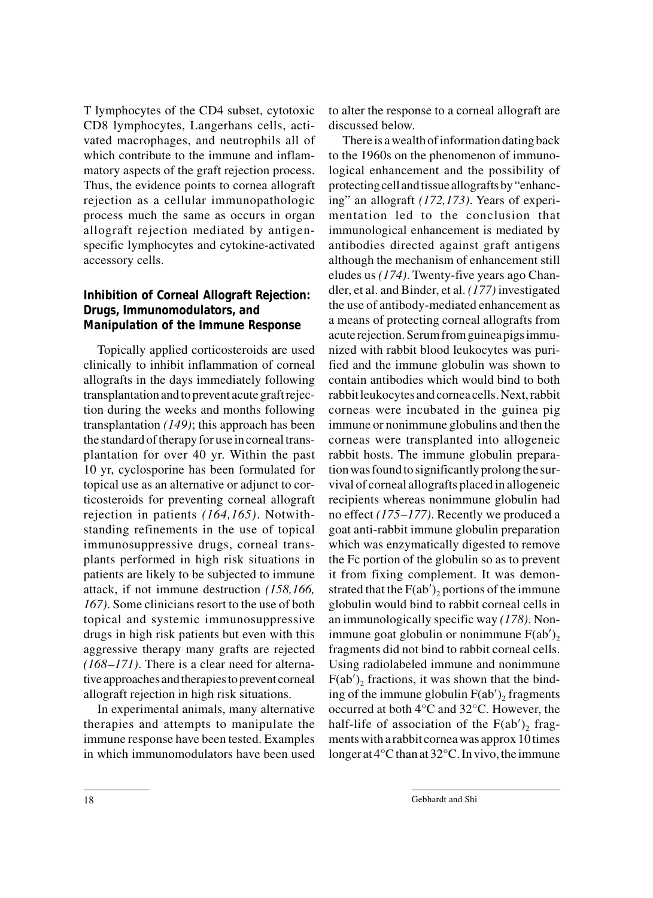T lymphocytes of the CD4 subset, cytotoxic CD8 lymphocytes, Langerhans cells, activated macrophages, and neutrophils all of which contribute to the immune and inflammatory aspects of the graft rejection process. Thus, the evidence points to cornea allograft rejection as a cellular immunopathologic process much the same as occurs in organ allograft rejection mediated by antigen-specific lymphocytes and cytokine-activated accessory cells.

### Inhibition of Corneal Allograft Rejection: Drugs, Immunomodulators, and Manipulation of the Immune Response

Topically applied corticosteroids are used clinically to inhibit inflammation of corneal allografts in the days immediately following transplantation and to prevent acute graft rejection during the weeks and months following transplantation *(149)*; this approach has been the standard of therapy for use in corneal transplantation for over 40 yr. Within the past 10 yr, cyclosporine has been formulated for topical use as an alternative or adjunct to corticosteroids for preventing corneal allograft rejection in patients *(164,165)*. Notwithstanding refinements in the use of topical immunosuppressive drugs, corneal transplants performed in high risk situations in patients are likely to be subjected to immune attack, if not immune destruction *(158,166, 167)*. Some clinicians resort to the use of both topical and systemic immunosuppressive drugs in high risk patients but even with this aggressive therapy many grafts are rejected *(168–171)*. There is a clear need for alternative approaches and therapies to prevent corneal allograft rejection in high risk situations.

In experimental animals, many alternative therapies and attempts to manipulate the immune response have been tested. Examples in which immunomodulators have been used to alter the response to a corneal allograft are discussed below.

There is a wealth of information dating back to the 1960s on the phenomenon of immunological enhancement and the possibility of protecting cell and tissue allografts by "enhancing" an allograft *(172,173)*. Years of experimentation led to the conclusion that immunological enhancement is mediated by antibodies directed against graft antigens although the mechanism of enhancement still eludes us *(174)*. Twenty-five years ago Chandler, et al. and Binder, et al. *(177)* investigated the use of antibody-mediated enhancement as a means of protecting corneal allografts from acute rejection. Serum from guinea pigs immunized with rabbit blood leukocytes was purified and the immune globulin was shown to contain antibodies which would bind to both rabbit leukocytes and cornea cells. Next, rabbit corneas were incubated in the guinea pig immune or nonimmune globulins and then the corneas were transplanted into allogeneic rabbit hosts. The immune globulin preparation was found to significantly prolong the survival of corneal allografts placed in allogeneic recipients whereas nonimmune globulin had no effect *(175–177)*. Recently we produced a goat anti-rabbit immune globulin preparation which was enzymatically digested to remove the Fc portion of the globulin so as to prevent it from fixing complement. It was demonstrated that the $F(ab')_2$ portions of the immune globulin would bind to rabbit corneal cells in an immunologically specific way *(178)*. Nonimmune goat globulin or nonimmune $F(ab')_2$ fragments did not bind to rabbit corneal cells. Using radiolabeled immune and nonimmune $F(ab')_2$ fractions, it was shown that the binding of the immune globulin $F(ab')_2$ fragments occurred at both 4°C and 32°C. However, the half-life of association of the $F(ab')_2$ fragments with a rabbit cornea was approx 10 times longer at 4°C than at 32°C. In vivo, the immune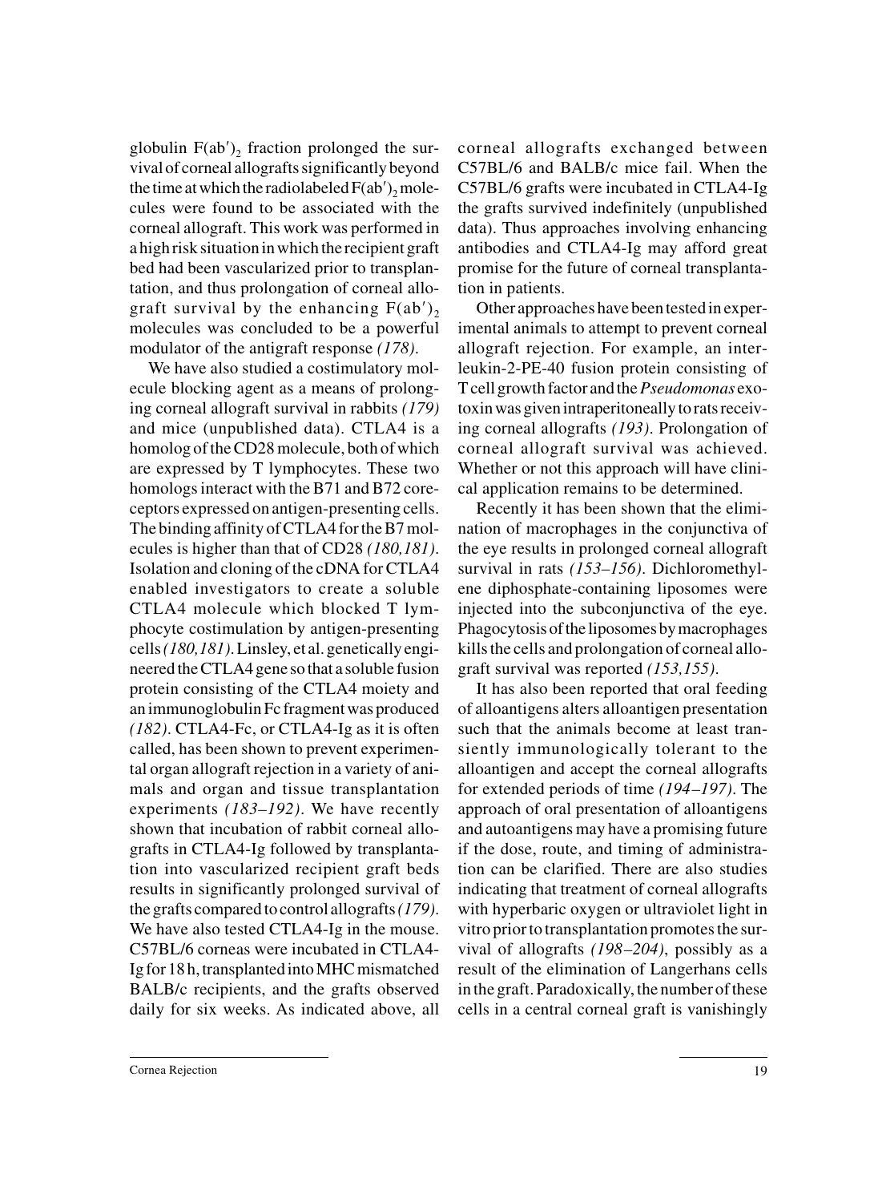globulin $F(ab')_2$ fraction prolonged the survival of corneal allografts significantly beyond the time at which the radiolabeled $F(ab')_2$ molecules were found to be associated with the corneal allograft. This work was performed in a high risk situation in which the recipient graft bed had been vascularized prior to transplantation, and thus prolongation of corneal allograft survival by the enhancing $F(ab')_2$ molecules was concluded to be a powerful modulator of the antigraft response *(178)*.

We have also studied a costimulatory molecule blocking agent as a means of prolonging corneal allograft survival in rabbits *(179)* and mice (unpublished data). CTLA4 is a homolog of the CD28 molecule, both of which are expressed by T lymphocytes. These two homologs interact with the B71 and B72 coreceptors expressed on antigen-presenting cells. The binding affinity of CTLA4 for the B7 molecules is higher than that of CD28 *(180,181)*. Isolation and cloning of the cDNA for CTLA4 enabled investigators to create a soluble CTLA4 molecule which blocked T lymphocyte costimulation by antigen-presenting cells *(180,181)*. Linsley, et al. genetically engineered the CTLA4 gene so that a soluble fusion protein consisting of the CTLA4 moiety and an immunoglobulin Fc fragment was produced *(182)*. CTLA4-Fc, or CTLA4-Ig as it is often called, has been shown to prevent experimental organ allograft rejection in a variety of animals and organ and tissue transplantation experiments *(183–192)*. We have recently shown that incubation of rabbit corneal allografts in CTLA4-Ig followed by transplantation into vascularized recipient graft beds results in significantly prolonged survival of the grafts compared to control allografts *(179)*. We have also tested CTLA4-Ig in the mouse. C57BL/6 corneas were incubated in CTLA4-Ig for 18 h, transplanted into MHC mismatched BALB/c recipients, and the grafts observed daily for six weeks. As indicated above, all corneal allografts exchanged between C57BL/6 and BALB/c mice fail. When the C57BL/6 grafts were incubated in CTLA4-Ig the grafts survived indefinitely (unpublished data). Thus approaches involving enhancing antibodies and CTLA4-Ig may afford great promise for the future of corneal transplantation in patients.

Other approaches have been tested in experimental animals to attempt to prevent corneal allograft rejection. For example, an interleukin-2-PE-40 fusion protein consisting of T cell growth factor and the *Pseudomonas* exotoxin was given intraperitoneally to rats receiving corneal allografts *(193)*. Prolongation of corneal allograft survival was achieved. Whether or not this approach will have clinical application remains to be determined.

Recently it has been shown that the elimination of macrophages in the conjunctiva of the eye results in prolonged corneal allograft survival in rats *(153–156)*. Dichloromethylene diphosphate-containing liposomes were injected into the subconjunctiva of the eye. Phagocytosis of the liposomes by macrophages kills the cells and prolongation of corneal allograft survival was reported *(153,155)*.

It has also been reported that oral feeding of alloantigens alters alloantigen presentation such that the animals become at least transiently immunologically tolerant to the alloantigen and accept the corneal allografts for extended periods of time *(194–197)*. The approach of oral presentation of alloantigens and autoantigens may have a promising future if the dose, route, and timing of administration can be clarified. There are also studies indicating that treatment of corneal allografts with hyperbaric oxygen or ultraviolet light in vitro prior to transplantation promotes the survival of allografts *(198–204)*, possibly as a result of the elimination of Langerhans cells in the graft. Paradoxically, the number of these cells in a central corneal graft is vanishingly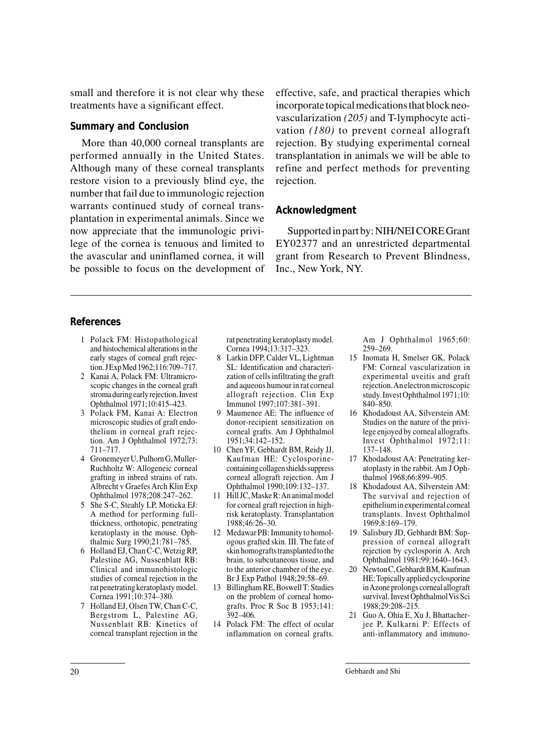small and therefore it is not clear why these treatments have a significant effect.

## Summary and Conclusion

More than 40,000 corneal transplants are performed annually in the United States. Although many of these corneal transplants restore vision to a previously blind eye, the number that fail due to immunologic rejection warrants continued study of corneal transplantation in experimental animals. Since we now appreciate that the immunologic privilege of the cornea is tenuous and limited to the avascular and uninflamed cornea, it will be possible to focus on the development of effective, safe, and practical therapies which incorporate topical medications that block neovascularization *(205)* and T-lymphocyte activation *(180)* to prevent corneal allograft rejection. By studying experimental corneal transplantation in animals we will be able to refine and perfect methods for preventing rejection.

## Acknowledgment

Supported in part by: NIH/NEI CORE Grant EY02377 and an unrestricted departmental grant from Research to Prevent Blindness, Inc., New York, NY.

## References

1. Polack FM: Histopathological and histochemical alterations in the early stages of corneal graft rejection. J Exp Med 1962;116:709–717.
2. Kanai A, Polack FM: Ultramicroscopic changes in the corneal graft stroma during early rejection. Invest Ophthalmol 1971;10:415–423.
3. Polack FM, Kanai A: Electron microscopic studies of graft endothelium in corneal graft rejection. Am J Ophthalmol 1972;73:711–717.
4. Gronemeyer U, Pulhorn G, Muller-Ruchholtz W: Allogeneic corneal grafting in inbred strains of rats. Albrecht v Graefes Arch Klin Exp Ophthalmol 1978;208:247–262.
5. She S-C, Steahly LP, Moticka EJ: A method for performing full-thickness, orthotopic, penetrating keratoplasty in the mouse. Ophthalmic Surg 1990;21:781–785.
6. Holland EJ, Chan C-C, Wetzig RP, Palestine AG, Nussenblatt RB: Clinical and immunohistologic studies of corneal rejection in the rat penetrating keratoplasty model. Cornea 1991;10:374–380.
7. Holland EJ, Olsen TW, Chan C-C, Bergstrom L, Palestine AG, Nussenblatt RB: Kinetics of corneal transplant rejection in the rat penetrating keratoplasty model. Cornea 1994;13:317–323.
8. Larkin DFP, Calder VL, Lightman SL: Identification and characterization of cells infiltrating the graft and aqueous humour in rat corneal allograft rejection. Clin Exp Immunol 1997;107:381–391.
9. Maumenee AE: The influence of donor-recipient sensitization on corneal grafts. Am J Ophthalmol 1951;34:142–152.
10. Chen YF, Gebhardt BM, Reidy JJ, Kaufman HE: Cyclosporine-containing collagen shields suppress corneal allograft rejection. Am J Ophthalmol 1990;109:132–137.
11. Hill JC, Maske R: An animal model for corneal graft rejection in high-risk keratoplasty. Transplantation 1988;46:26–30.
12. Medawar PB: Immunity to homologous grafted skin. III. The fate of skin homografts transplanted to the brain, to subcutaneous tissue, and to the anterior chamber of the eye. Br J Exp Pathol 1948;29:58–69.
13. Billingham RE, Boswell T: Studies on the problem of corneal homografts. Proc R Soc B 1953;141:392–406.
14. Polack FM: The effect of ocular inflammation on corneal grafts. Am J Ophthalmol 1965;60:259–269.
15. Inomata H, Smelser GK, Polack FM: Corneal vascularization in experimental uveitis and graft rejection. An electron microscopic study. Invest Ophthalmol 1971;10:840–850.
16. Khodadoust AA, Silverstein AM: Studies on the nature of the privilege enjoyed by corneal allografts. Invest Ophthalmol 1972;11:137–148.
17. Khodadoust AA: Penetrating keratoplasty in the rabbit. Am J Ophthalmol 1968;66:899–905.
18. Khodadoust AA, Silverstein AM: The survival and rejection of epithelium in experimental corneal transplants. Invest Ophthalmol 1969;8:169–179.
19. Salisbury JD, Gebhardt BM: Suppression of corneal allograft rejection by cyclosporin A. Arch Ophthalmol 1981;99:1640–1643.
20. Newton C, Gebhardt BM, Kaufman HE: Topically applied cyclosporine in Azone prolongs corneal allograft survival. Invest Ophthalmol Vis Sci 1988;29:208–215.
21. Guo A, Ohia E, Xu J, Bhattacherjee P, Kulkarni P: Effects of anti-inflammatory and immuno-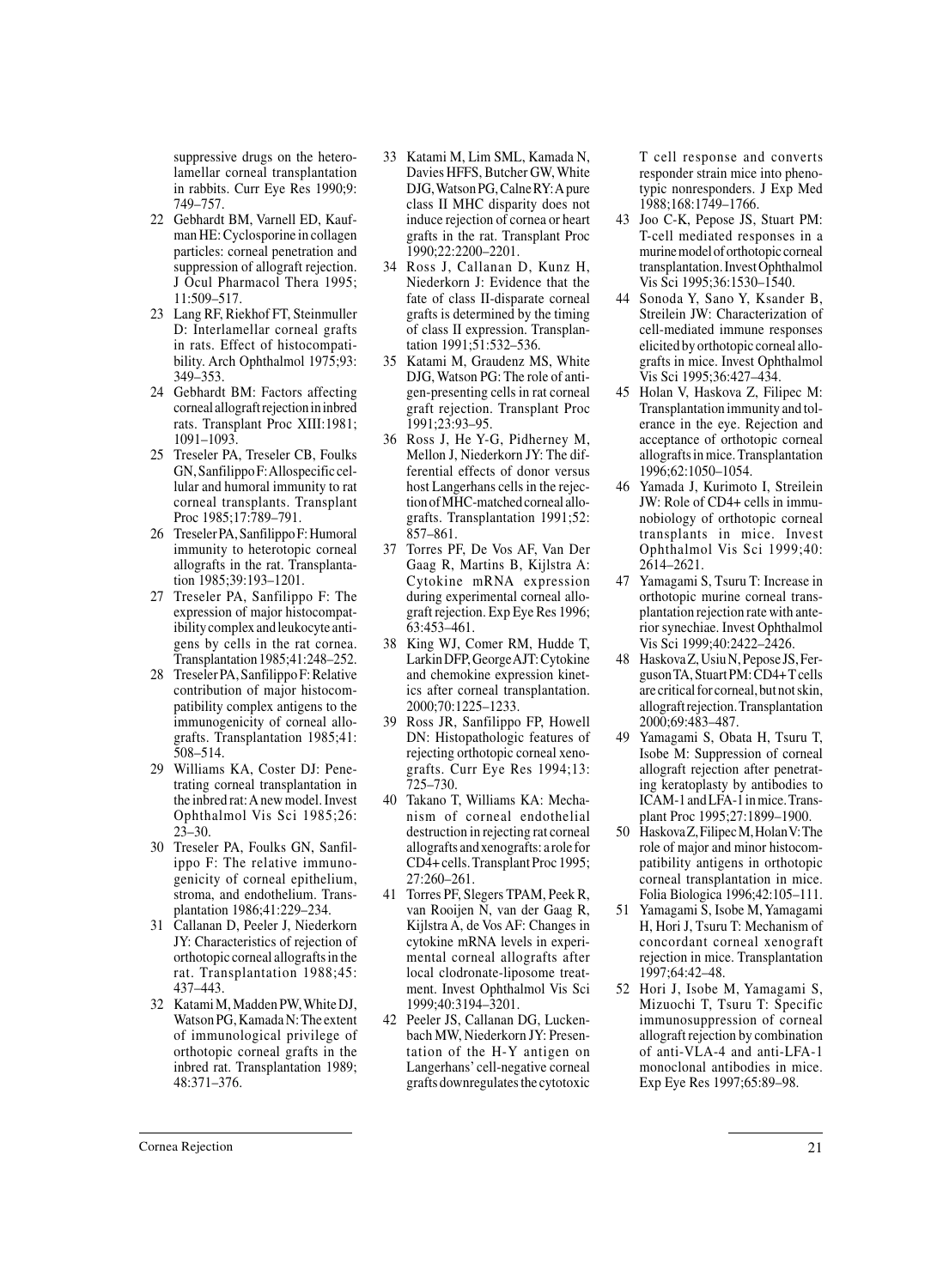suppressive drugs on the heterolamellar corneal transplantation in rabbits. Curr Eye Res 1990;9: 749–757.

22 Gebhardt BM, Varnell ED, Kaufman HE: Cyclosporine in collagen particles: corneal penetration and suppression of allograft rejection. J Ocul Pharmacol Thera 1995; 11:509–517.

23 Lang RF, Riekhof FT, Steinmuller D: Interlamellar corneal grafts in rats. Effect of histocompatibility. Arch Ophthalmol 1975;93: 349–353.

24 Gebhardt BM: Factors affecting corneal allograft rejection in inbred rats. Transplant Proc XIII:1981; 1091–1093.

25 Treseler PA, Treseler CB, Foulks GN, Sanfilippo F: Allospecific cellular and humoral immunity to rat corneal transplants. Transplant Proc 1985;17:789–791.

26 Treseler PA, Sanfilippo F: Humoral immunity to heterotopic corneal allografts in the rat. Transplantation 1985;39:193–1201.

27 Treseler PA, Sanfilippo F: The expression of major histocompatibility complex and leukocyte antigens by cells in the rat cornea. Transplantation 1985;41:248–252.

28 Treseler PA, Sanfilippo F: Relative contribution of major histocompatibility complex antigens to the immunogenicity of corneal allografts. Transplantation 1985;41: 508–514.

29 Williams KA, Coster DJ: Penetrating corneal transplantation in the inbred rat: A new model. Invest Ophthalmol Vis Sci 1985;26: 23–30.

30 Treseler PA, Foulks GN, Sanfilippo F: The relative immunogenicity of corneal epithelium, stroma, and endothelium. Transplantation 1986;41:229–234.

31 Callanan D, Peeler J, Niederkorn JY: Characteristics of rejection of orthotopic corneal allografts in the rat. Transplantation 1988;45: 437–443.

32 Katami M, Madden PW, White DJ, Watson PG, Kamada N: The extent of immunological privilege of orthotopic corneal grafts in the inbred rat. Transplantation 1989; 48:371–376.

33 Katami M, Lim SML, Kamada N, Davies HFFS, Butcher GW, White DJG, Watson PG, Calne RY: A pure class II MHC disparity does not induce rejection of cornea or heart grafts in the rat. Transplant Proc 1990;22:2200–2201.

34 Ross J, Callanan D, Kunz H, Niederkorn J: Evidence that the fate of class II-disparate corneal grafts is determined by the timing of class II expression. Transplantation 1991;51:532–536.

35 Katami M, Graudenz MS, White DJG, Watson PG: The role of antigen-presenting cells in rat corneal graft rejection. Transplant Proc 1991;23:93–95.

36 Ross J, He Y-G, Pidherney M, Mellon J, Niederkorn JY: The differential effects of donor versus host Langerhans cells in the rejection of MHC-matched corneal allografts. Transplantation 1991;52: 857–861.

37 Torres PF, De Vos AF, Van Der Gaag R, Martins B, Kijlstra A: Cytokine mRNA expression during experimental corneal allograft rejection. Exp Eye Res 1996; 63:453–461.

38 King WJ, Comer RM, Hudde T, Larkin DFP, George AJT: Cytokine and chemokine expression kinetics after corneal transplantation. 2000;70:1225–1233.

39 Ross JR, Sanfilippo FP, Howell DN: Histopathologic features of rejecting orthotopic corneal xenografts. Curr Eye Res 1994;13: 725–730.

40 Takano T, Williams KA: Mechanism of corneal endothelial destruction in rejecting rat corneal allografts and xenografts: a role for CD4+ cells. Transplant Proc 1995; 27:260–261.

41 Torres PF, Slegers TPAM, Peek R, van Rooijen N, van der Gaag R, Kijlstra A, de Vos AF: Changes in cytokine mRNA levels in experimental corneal allografts after local clodronate-liposome treatment. Invest Ophthalmol Vis Sci 1999;40:3194–3201.

42 Peeler JS, Callanan DG, Luckenbach MW, Niederkorn JY: Presentation of the H-Y antigen on Langerhans' cell-negative corneal grafts downregulates the cytotoxic T cell response and converts responder strain mice into phenotypic nonresponders. J Exp Med 1988;168:1749–1766.

43 Joo C-K, Pepose JS, Stuart PM: T-cell mediated responses in a murine model of orthotopic corneal transplantation. Invest Ophthalmol Vis Sci 1995;36:1530–1540.

44 Sonoda Y, Sano Y, Ksander B, Streilein JW: Characterization of cell-mediated immune responses elicited by orthotopic corneal allografts in mice. Invest Ophthalmol Vis Sci 1995;36:427–434.

45 Holan V, Haskova Z, Filipec M: Transplantation immunity and tolerance in the eye. Rejection and acceptance of orthotopic corneal allografts in mice. Transplantation 1996;62:1050–1054.

46 Yamada J, Kurimoto I, Streilein JW: Role of CD4+ cells in immunobiology of orthotopic corneal transplants in mice. Invest Ophthalmol Vis Sci 1999;40: 2614–2621.

47 Yamagami S, Tsuru T: Increase in orthotopic murine corneal transplantation rejection rate with anterior synechiae. Invest Ophthalmol Vis Sci 1999;40:2422–2426.

48 Haskova Z, Usiu N, Pepose JS, Ferguson TA, Stuart PM: CD4+ T cells are critical for corneal, but not skin, allograft rejection. Transplantation 2000;69:483–487.

49 Yamagami S, Obata H, Tsuru T, Isobe M: Suppression of corneal allograft rejection after penetrating keratoplasty by antibodies to ICAM-1 and LFA-1 in mice. Transplant Proc 1995;27:1899–1900.

50 Haskova Z, Filipec M, Holan V: The role of major and minor histocompatibility antigens in orthotopic corneal transplantation in mice. Folia Biologica 1996;42:105–111.

51 Yamagami S, Isobe M, Yamagami H, Hori J, Tsuru T: Mechanism of concordant corneal xenograft rejection in mice. Transplantation 1997;64:42–48.

52 Hori J, Isobe M, Yamagami S, Mizuochi T, Tsuru T: Specific immunosuppression of corneal allograft rejection by combination of anti-VLA-4 and anti-LFA-1 monoclonal antibodies in mice. Exp Eye Res 1997;65:89–98.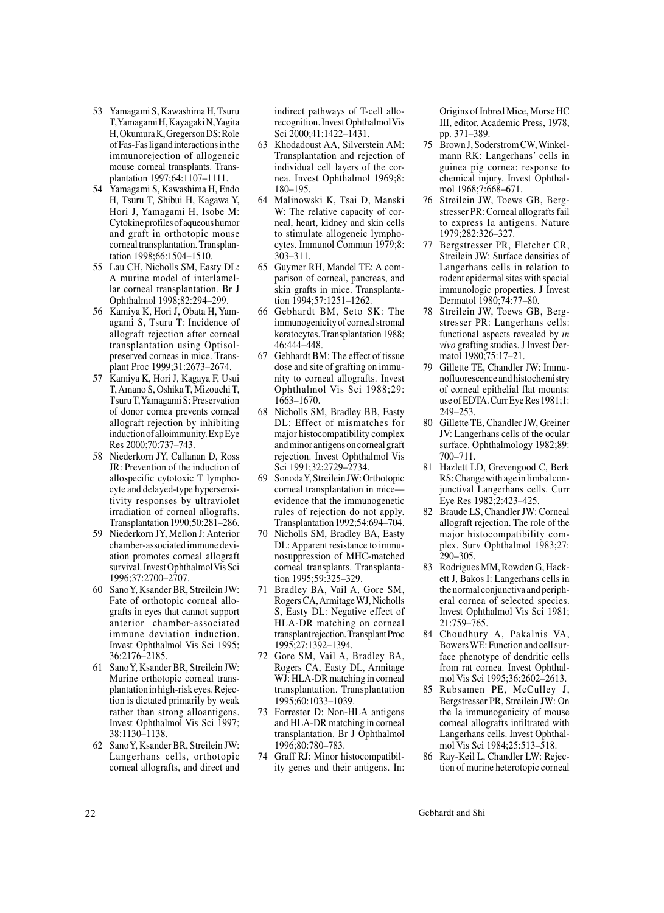53 Yamagami S, Kawashima H, Tsuru T, Yamagami H, Kayagaki N, Yagita H, Okumura K, Gregerson DS: Role of Fas-Fas ligand interactions in the immunorejection of allogeneic mouse corneal transplants. Transplantation 1997;64:1107–1111.

54 Yamagami S, Kawashima H, Endo H, Tsuru T, Shibui H, Kagawa Y, Hori J, Yamagami H, Isobe M: Cytokine profiles of aqueous humor and graft in orthotopic mouse corneal transplantation. Transplantation 1998;66:1504–1510.

55 Lau CH, Nicholls SM, Easty DL: A murine model of interlamellar corneal transplantation. Br J Ophthalmol 1998;82:294–299.

56 Kamiya K, Hori J, Obata H, Yamagami S, Tsuru T: Incidence of allograft rejection after corneal transplantation using Optisol-preserved corneas in mice. Transplant Proc 1999;31:2673–2674.

57 Kamiya K, Hori J, Kagaya F, Usui T, Amano S, Oshika T, Mizouchi T, Tsuru T, Yamagami S: Preservation of donor cornea prevents corneal allograft rejection by inhibiting induction of alloimmunity. Exp Eye Res 2000;70:737–743.

58 Niederkorn JY, Callanan D, Ross JR: Prevention of the induction of allospecific cytotoxic T lymphocyte and delayed-type hypersensitivity responses by ultraviolet irradiation of corneal allografts. Transplantation 1990;50:281–286.

59 Niederkorn JY, Mellon J: Anterior chamber-associated immune deviation promotes corneal allograft survival. Invest Ophthalmol Vis Sci 1996;37:2700–2707.

60 Sano Y, Ksander BR, Streilein JW: Fate of orthotopic corneal allografts in eyes that cannot support anterior chamber-associated immune deviation induction. Invest Ophthalmol Vis Sci 1995; 36:2176–2185.

61 Sano Y, Ksander BR, Streilein JW: Murine orthotopic corneal transplantation in high-risk eyes. Rejection is dictated primarily by weak rather than strong alloantigens. Invest Ophthalmol Vis Sci 1997; 38:1130–1138.

62 Sano Y, Ksander BR, Streilein JW: Langerhans cells, orthotopic corneal allografts, and direct and indirect pathways of T-cell allorecognition. Invest Ophthalmol Vis Sci 2000;41:1422–1431.

63 Khodadoust AA, Silverstein AM: Transplantation and rejection of individual cell layers of the cornea. Invest Ophthalmol 1969;8: 180–195.

64 Malinowski K, Tsai D, Manski W: The relative capacity of corneal, heart, kidney and skin cells to stimulate allogeneic lymphocytes. Immunol Commun 1979;8: 303–311.

65 Guymer RH, Mandel TE: A comparison of corneal, pancreas, and skin grafts in mice. Transplantation 1994;57:1251–1262.

66 Gebhardt BM, Seto SK: The immunogenicity of corneal stromal keratocytes. Transplantation 1988; 46:444–448.

67 Gebhardt BM: The effect of tissue dose and site of grafting on immunity to corneal allografts. Invest Ophthalmol Vis Sci 1988;29: 1663–1670.

68 Nicholls SM, Bradley BB, Easty DL: Effect of mismatches for major histocompatibility complex and minor antigens on corneal graft rejection. Invest Ophthalmol Vis Sci 1991;32:2729–2734.

69 Sonoda Y, Streilein JW: Orthotopic corneal transplantation in mice—evidence that the immunogenetic rules of rejection do not apply. Transplantation 1992;54:694–704.

70 Nicholls SM, Bradley BA, Easty DL: Apparent resistance to immunosuppression of MHC-matched corneal transplants. Transplantation 1995;59:325–329.

71 Bradley BA, Vail A, Gore SM, Rogers CA, Armitage WJ, Nicholls S, Easty DL: Negative effect of HLA-DR matching on corneal transplant rejection. Transplant Proc 1995;27:1392–1394.

72 Gore SM, Vail A, Bradley BA, Rogers CA, Easty DL, Armitage WJ: HLA-DR matching in corneal transplantation. Transplantation 1995;60:1033–1039.

73 Forrester D: Non-HLA antigens and HLA-DR matching in corneal transplantation. Br J Ophthalmol 1996;80:780–783.

74 Graff RJ: Minor histocompatibility genes and their antigens. In: Origins of Inbred Mice, Morse HC III, editor. Academic Press, 1978, pp. 371–389.

75 Brown J, Soderstrom CW, Winkelmann RK: Langerhans' cells in guinea pig cornea: response to chemical injury. Invest Ophthalmol 1968;7:668–671.

76 Streilein JW, Toews GB, Bergstresser PR: Corneal allografts fail to express Ia antigens. Nature 1979;282:326–327.

77 Bergstresser PR, Fletcher CR, Streilein JW: Surface densities of Langerhans cells in relation to rodent epidermal sites with special immunologic properties. J Invest Dermatol 1980;74:77–80.

78 Streilein JW, Toews GB, Bergstresser PR: Langerhans cells: functional aspects revealed by *in vivo* grafting studies. J Invest Dermatol 1980;75:17–21.

79 Gillette TE, Chandler JW: Immunofluorescence and histochemistry of corneal epithelial flat mounts: use of EDTA. Curr Eye Res 1981;1: 249–253.

80 Gillette TE, Chandler JW, Greiner JV: Langerhans cells of the ocular surface. Ophthalmology 1982;89: 700–711.

81 Hazlett LD, Grevengood C, Berk RS: Change with age in limbal conjunctival Langerhans cells. Curr Eye Res 1982;2:423–425.

82 Braude LS, Chandler JW: Corneal allograft rejection. The role of the major histocompatibility complex. Surv Ophthalmol 1983;27: 290–305.

83 Rodrigues MM, Rowden G, Hackett J, Bakos I: Langerhans cells in the normal conjunctiva and peripheral cornea of selected species. Invest Ophthalmol Vis Sci 1981; 21:759–765.

84 Choudhury A, Pakalnis VA, Bowers WE: Function and cell surface phenotype of dendritic cells from rat cornea. Invest Ophthalmol Vis Sci 1995;36:2602–2613.

85 Rubsamen PE, McCulley J, Bergstresser PR, Streilein JW: On the Ia immunogenicity of mouse corneal allografts infiltrated with Langerhans cells. Invest Ophthalmol Vis Sci 1984;25:513–518.

86 Ray-Keil L, Chandler LW: Rejection of murine heterotopic corneal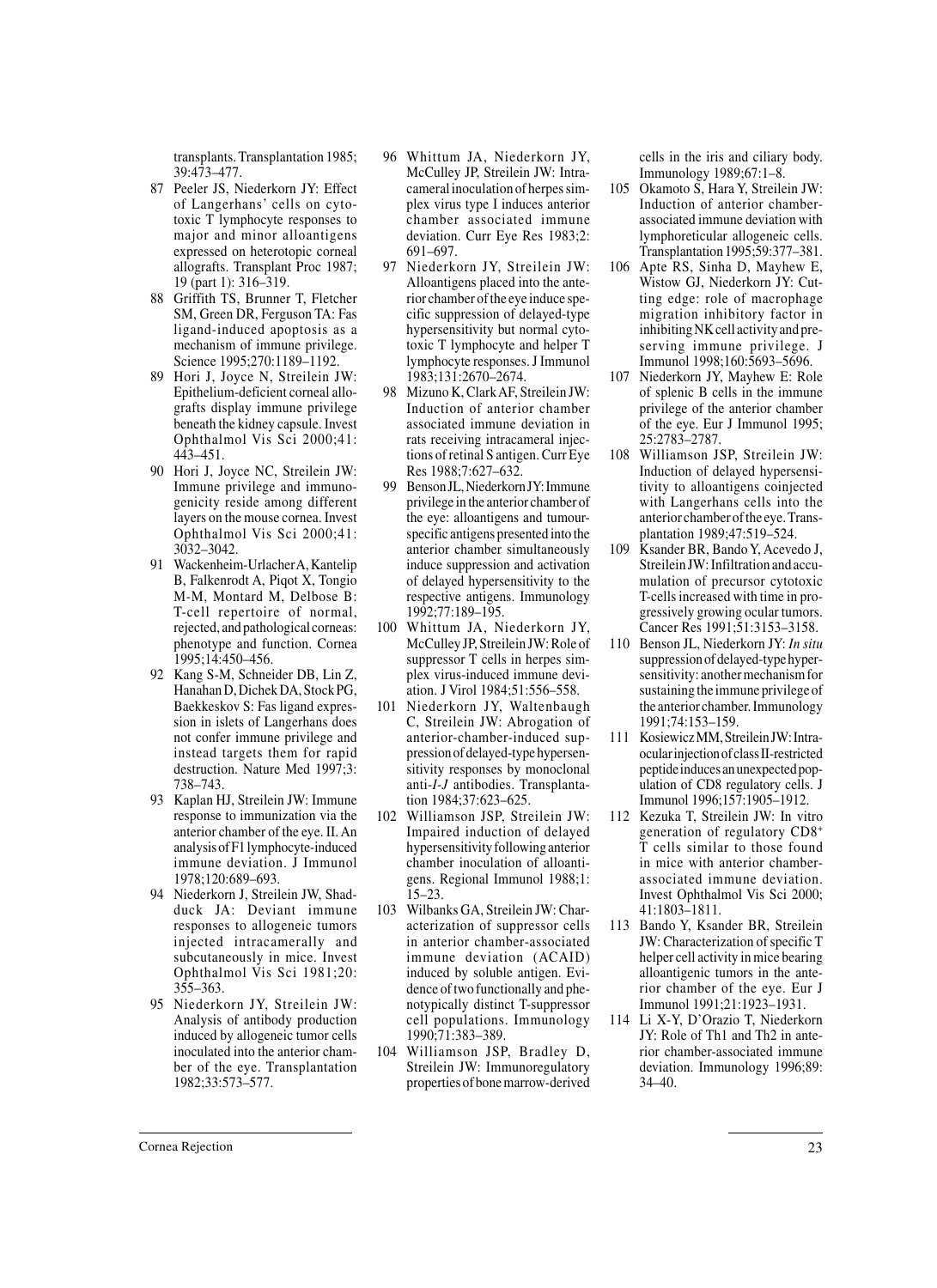transplants. Transplantation 1985; 39:473–477.

87 Peeler JS, Niederkorn JY: Effect of Langerhans' cells on cytotoxic T lymphocyte responses to major and minor alloantigens expressed on heterotopic corneal allografts. Transplant Proc 1987; 19 (part 1): 316–319.
88 Griffith TS, Brunner T, Fletcher SM, Green DR, Ferguson TA: Fas ligand-induced apoptosis as a mechanism of immune privilege. Science 1995;270:1189–1192.
89 Hori J, Joyce N, Streilein JW: Epithelium-deficient corneal allografts display immune privilege beneath the kidney capsule. Invest Ophthalmol Vis Sci 2000;41: 443–451.
90 Hori J, Joyce NC, Streilein JW: Immune privilege and immunogenicity reside among different layers on the mouse cornea. Invest Ophthalmol Vis Sci 2000;41: 3032–3042.
91 Wackenheim-Urlacher A, Kantelip B, Falkenrodt A, Piqot X, Tongio M-M, Montard M, Delbose B: T-cell repertoire of normal, rejected, and pathological corneas: phenotype and function. Cornea 1995;14:450–456.
92 Kang S-M, Schneider DB, Lin Z, Hanahan D, Dichek DA, Stock PG, Baekkeskov S: Fas ligand expression in islets of Langerhans does not confer immune privilege and instead targets them for rapid destruction. Nature Med 1997;3: 738–743.
93 Kaplan HJ, Streilein JW: Immune response to immunization via the anterior chamber of the eye. II. An analysis of F1 lymphocyte-induced immune deviation. J Immunol 1978;120:689–693.
94 Niederkorn J, Streilein JW, Shadduck JA: Deviant immune responses to allogeneic tumors injected intracamerally and subcutaneously in mice. Invest Ophthalmol Vis Sci 1981;20: 355–363.
95 Niederkorn JY, Streilein JW: Analysis of antibody production induced by allogeneic tumor cells inoculated into the anterior chamber of the eye. Transplantation 1982;33:573–577.
96 Whittum JA, Niederkorn JY, McCulley JP, Streilein JW: Intracameral inoculation of herpes simplex virus type I induces anterior chamber associated immune deviation. Curr Eye Res 1983;2: 691–697.
97 Niederkorn JY, Streilein JW: Alloantigens placed into the anterior chamber of the eye induce specific suppression of delayed-type hypersensitivity but normal cytotoxic T lymphocyte and helper T lymphocyte responses. J Immunol 1983;131:2670–2674.
98 Mizuno K, Clark AF, Streilein JW: Induction of anterior chamber associated immune deviation in rats receiving intracameral injections of retinal S antigen. Curr Eye Res 1988;7:627–632.
99 Benson JL, Niederkorn JY: Immune privilege in the anterior chamber of the eye: alloantigens and tumour-specific antigens presented into the anterior chamber simultaneously induce suppression and activation of delayed hypersensitivity to the respective antigens. Immunology 1992;77:189–195.
100 Whittum JA, Niederkorn JY, McCulley JP, Streilein JW: Role of suppressor T cells in herpes simplex virus-induced immune deviation. J Virol 1984;51:556–558.
101 Niederkorn JY, Waltenbaugh C, Streilein JW: Abrogation of anterior-chamber-induced suppression of delayed-type hypersensitivity responses by monoclonal anti-*I-J* antibodies. Transplantation 1984;37:623–625.
102 Williamson JSP, Streilein JW: Impaired induction of delayed hypersensitivity following anterior chamber inoculation of alloantigens. Regional Immunol 1988;1: 15–23.
103 Wilbanks GA, Streilein JW: Characterization of suppressor cells in anterior chamber-associated immune deviation (ACAID) induced by soluble antigen. Evidence of two functionally and phenotypically distinct T-suppressor cell populations. Immunology 1990;71:383–389.
104 Williamson JSP, Bradley D, Streilein JW: Immunoregulatory properties of bone marrow-derived cells in the iris and ciliary body. Immunology 1989;67:1–8.
105 Okamoto S, Hara Y, Streilein JW: Induction of anterior chamber-associated immune deviation with lymphoreticular allogeneic cells. Transplantation 1995;59:377–381.
106 Apte RS, Sinha D, Mayhew E, Wistow GJ, Niederkorn JY: Cutting edge: role of macrophage migration inhibitory factor in inhibiting NK cell activity and preserving immune privilege. J Immunol 1998;160:5693–5696.
107 Niederkorn JY, Mayhew E: Role of splenic B cells in the immune privilege of the anterior chamber of the eye. Eur J Immunol 1995; 25:2783–2787.
108 Williamson JSP, Streilein JW: Induction of delayed hypersensitivity to alloantigens coinjected with Langerhans cells into the anterior chamber of the eye. Transplantation 1989;47:519–524.
109 Ksander BR, Bando Y, Acevedo J, Streilein JW: Infiltration and accumulation of precursor cytotoxic T-cells increased with time in progressively growing ocular tumors. Cancer Res 1991;51:3153–3158.
110 Benson JL, Niederkorn JY: *In situ* suppression of delayed-type hypersensitivity: another mechanism for sustaining the immune privilege of the anterior chamber. Immunology 1991;74:153–159.
111 Kosiewicz MM, Streilein JW: Intraocular injection of class II-restricted peptide induces an unexpected population of CD8 regulatory cells. J Immunol 1996;157:1905–1912.
112 Kezuka T, Streilein JW: In vitro generation of regulatory $CD8^+$ T cells similar to those found in mice with anterior chamber-associated immune deviation. Invest Ophthalmol Vis Sci 2000; 41:1803–1811.
113 Bando Y, Ksander BR, Streilein JW: Characterization of specific T helper cell activity in mice bearing alloantigenic tumors in the anterior chamber of the eye. Eur J Immunol 1991;21:1923–1931.
114 Li X-Y, D'Orazio T, Niederkorn JY: Role of Th1 and Th2 in anterior chamber-associated immune deviation. Immunology 1996;89: 34–40.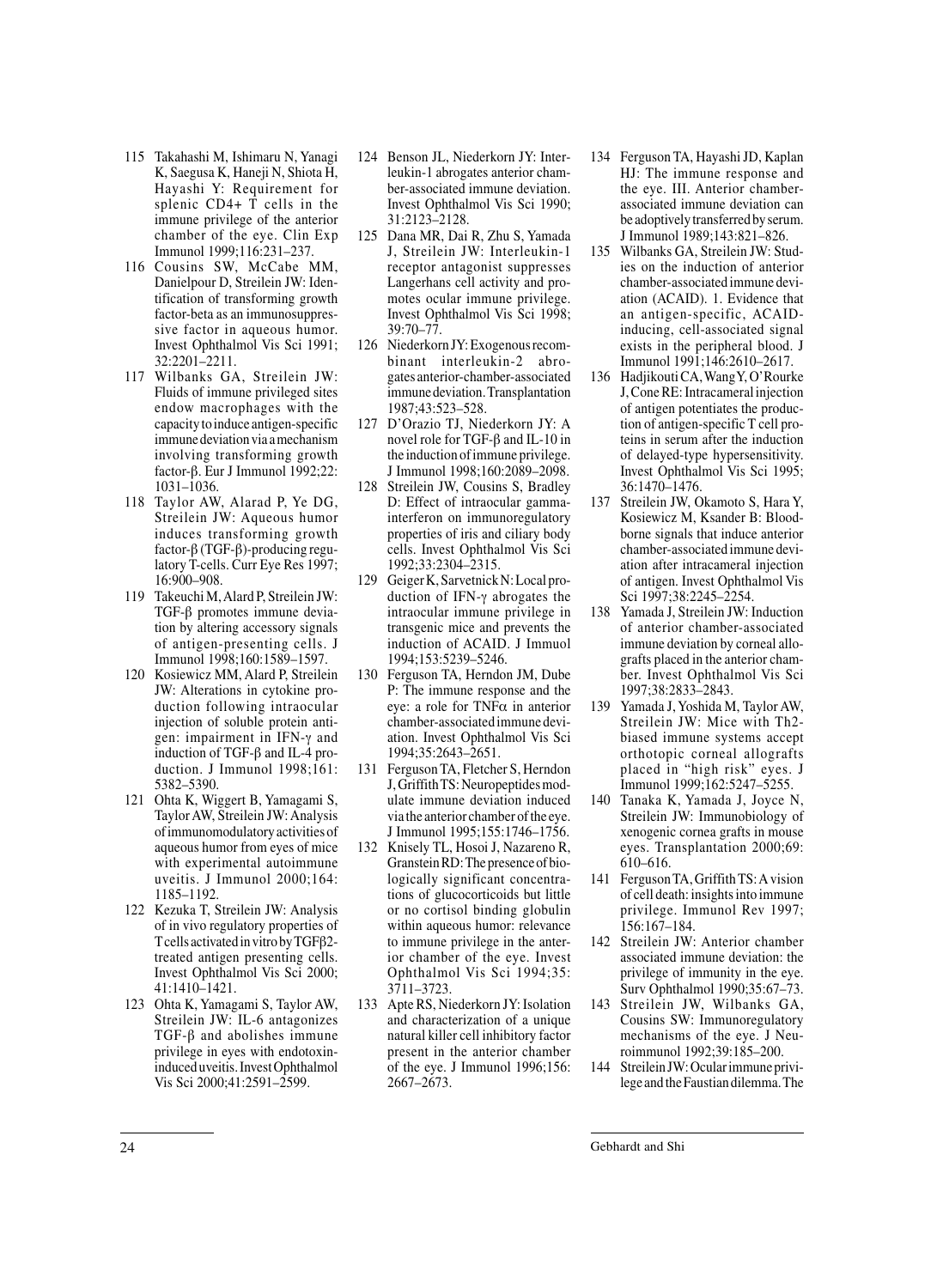115 Takahashi M, Ishimaru N, Yanagi K, Saegusa K, Haneji N, Shiota H, Hayashi Y: Requirement for splenic CD4+ T cells in the immune privilege of the anterior chamber of the eye. Clin Exp Immunol 1999;116:231–237.

116 Cousins SW, McCabe MM, Danielpour D, Streilein JW: Identification of transforming growth factor-beta as an immunosuppressive factor in aqueous humor. Invest Ophthalmol Vis Sci 1991; 32:2201–2211.

117 Wilbanks GA, Streilein JW: Fluids of immune privileged sites endow macrophages with the capacity to induce antigen-specific immune deviation via a mechanism involving transforming growth factor-β. Eur J Immunol 1992;22: 1031–1036.

118 Taylor AW, Alarad P, Ye DG, Streilein JW: Aqueous humor induces transforming growth factor-β (TGF-β)-producing regulatory T-cells. Curr Eye Res 1997; 16:900–908.

119 Takeuchi M, Alard P, Streilein JW: TGF-β promotes immune deviation by altering accessory signals of antigen-presenting cells. J Immunol 1998;160:1589–1597.

120 Kosiewicz MM, Alard P, Streilein JW: Alterations in cytokine production following intraocular injection of soluble protein antigen: impairment in IFN-γ and induction of TGF-β and IL-4 production. J Immunol 1998;161: 5382–5390.

121 Ohta K, Wiggert B, Yamagami S, Taylor AW, Streilein JW: Analysis of immunomodulatory activities of aqueous humor from eyes of mice with experimental autoimmune uveitis. J Immunol 2000;164: 1185–1192.

122 Kezuka T, Streilein JW: Analysis of in vivo regulatory properties of T cells activated in vitro by TGFβ2-treated antigen presenting cells. Invest Ophthalmol Vis Sci 2000; 41:1410–1421.

123 Ohta K, Yamagami S, Taylor AW, Streilein JW: IL-6 antagonizes TGF-β and abolishes immune privilege in eyes with endotoxin-induced uveitis. Invest Ophthalmol Vis Sci 2000;41:2591–2599.

124 Benson JL, Niederkorn JY: Interleukin-1 abrogates anterior chamber-associated immune deviation. Invest Ophthalmol Vis Sci 1990; 31:2123–2128.

125 Dana MR, Dai R, Zhu S, Yamada J, Streilein JW: Interleukin-1 receptor antagonist suppresses Langerhans cell activity and promotes ocular immune privilege. Invest Ophthalmol Vis Sci 1998; 39:70–77.

126 Niederkorn JY: Exogenous recombinant interleukin-2 abrogates anterior-chamber-associated immune deviation. Transplantation 1987;43:523–528.

127 D'Orazio TJ, Niederkorn JY: A novel role for TGF-β and IL-10 in the induction of immune privilege. J Immunol 1998;160:2089–2098.

128 Streilein JW, Cousins S, Bradley D: Effect of intraocular gamma-interferon on immunoregulatory properties of iris and ciliary body cells. Invest Ophthalmol Vis Sci 1992;33:2304–2315.

129 Geiger K, Sarvetnick N: Local production of IFN-γ abrogates the intraocular immune privilege in transgenic mice and prevents the induction of ACAID. J Immuol 1994;153:5239–5246.

130 Ferguson TA, Herndon JM, Dube P: The immune response and the eye: a role for TNFα in anterior chamber-associated immune deviation. Invest Ophthalmol Vis Sci 1994;35:2643–2651.

131 Ferguson TA, Fletcher S, Herndon J, Griffith TS: Neuropeptides modulate immune deviation induced via the anterior chamber of the eye. J Immunol 1995;155:1746–1756.

132 Knisely TL, Hosoi J, Nazareno R, Granstein RD: The presence of biologically significant concentrations of glucocorticoids but little or no cortisol binding globulin within aqueous humor: relevance to immune privilege in the anterior chamber of the eye. Invest Ophthalmol Vis Sci 1994;35: 3711–3723.

133 Apte RS, Niederkorn JY: Isolation and characterization of a unique natural killer cell inhibitory factor present in the anterior chamber of the eye. J Immunol 1996;156: 2667–2673.

134 Ferguson TA, Hayashi JD, Kaplan HJ: The immune response and the eye. III. Anterior chamber-associated immune deviation can be adoptively transferred by serum. J Immunol 1989;143:821–826.

135 Wilbanks GA, Streilein JW: Studies on the induction of anterior chamber-associated immune deviation (ACAID). 1. Evidence that an antigen-specific, ACAID-inducing, cell-associated signal exists in the peripheral blood. J Immunol 1991;146:2610–2617.

136 Hadjikouti CA, Wang Y, O'Rourke J, Cone RE: Intracameral injection of antigen potentiates the production of antigen-specific T cell proteins in serum after the induction of delayed-type hypersensitivity. Invest Ophthalmol Vis Sci 1995; 36:1470–1476.

137 Streilein JW, Okamoto S, Hara Y, Kosiewicz M, Ksander B: Blood-borne signals that induce anterior chamber-associated immune deviation after intracameral injection of antigen. Invest Ophthalmol Vis Sci 1997;38:2245–2254.

138 Yamada J, Streilein JW: Induction of anterior chamber-associated immune deviation by corneal allografts placed in the anterior chamber. Invest Ophthalmol Vis Sci 1997;38:2833–2843.

139 Yamada J, Yoshida M, Taylor AW, Streilein JW: Mice with Th2-biased immune systems accept orthotopic corneal allografts placed in "high risk" eyes. J Immunol 1999;162:5247–5255.

140 Tanaka K, Yamada J, Joyce N, Streilein JW: Immunobiology of xenogenic cornea grafts in mouse eyes. Transplantation 2000;69: 610–616.

141 Ferguson TA, Griffith TS: A vision of cell death: insights into immune privilege. Immunol Rev 1997; 156:167–184.

142 Streilein JW: Anterior chamber associated immune deviation: the privilege of immunity in the eye. Surv Ophthalmol 1990;35:67–73.

143 Streilein JW, Wilbanks GA, Cousins SW: Immunoregulatory mechanisms of the eye. J Neuroimmunol 1992;39:185–200.

144 Streilein JW: Ocular immune privilege and the Faustian dilemma. The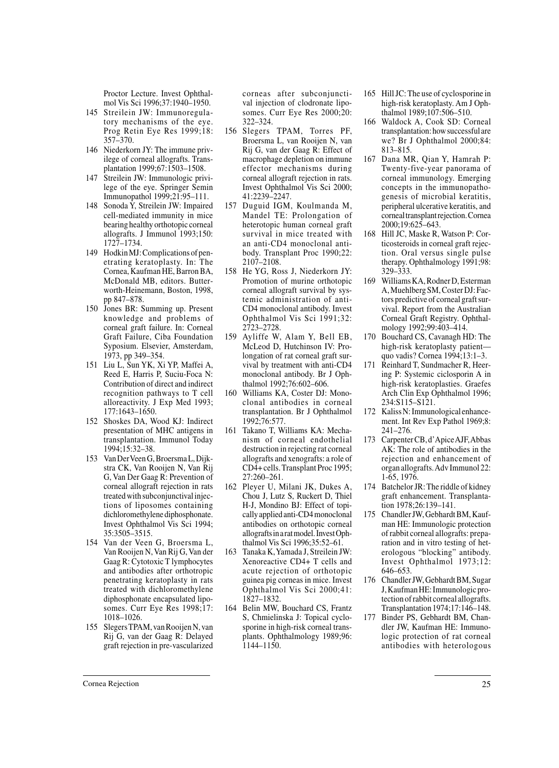Proctor Lecture. Invest Ophthalmol Vis Sci 1996;37:1940–1950.

145 Streilein JW: Immunoregulatory mechanisms of the eye. Prog Retin Eye Res 1999;18: 357–370.

146 Niederkorn JY: The immune privilege of corneal allografts. Transplantation 1999;67:1503–1508.

147 Streilein JW: Immunologic privilege of the eye. Springer Semin Immunopathol 1999;21:95–111.

148 Sonoda Y, Streilein JW: Impaired cell-mediated immunity in mice bearing healthy orthotopic corneal allografts. J Immunol 1993;150: 1727–1734.

149 Hodkin MJ: Complications of penetrating keratoplasty. In: The Cornea, Kaufman HE, Barron BA, McDonald MB, editors. Butterworth-Heinemann, Boston, 1998, pp 847–878.

150 Jones BR: Summing up. Present knowledge and problems of corneal graft failure. In: Corneal Graft Failure, Ciba Foundation Syposium. Elsevier, Amsterdam, 1973, pp 349–354.

151 Liu L, Sun YK, Xi YP, Maffei A, Reed E, Harris P, Suciu-Foca N: Contribution of direct and indirect recognition pathways to T cell alloreactivity. J Exp Med 1993; 177:1643–1650.

152 Shoskes DA, Wood KJ: Indirect presentation of MHC antigens in transplantation. Immunol Today 1994;15:32–38.

153 Van Der Veen G, Broersma L, Dijkstra CK, Van Rooijen N, Van Rij G, Van Der Gaag R: Prevention of corneal allograft rejection in rats treated with subconjunctival injections of liposomes containing dichloromethylene diphosphonate. Invest Ophthalmol Vis Sci 1994; 35:3505–3515.

154 Van der Veen G, Broersma L, Van Rooijen N, Van Rij G, Van der Gaag R: Cytotoxic T lymphocytes and antibodies after orthotropic penetrating keratoplasty in rats treated with dichloromethylene diphosphonate encapsulated liposomes. Curr Eye Res 1998;17: 1018–1026.

155 Slegers TPAM, van Rooijen N, van Rij G, van der Gaag R: Delayed graft rejection in pre-vascularized corneas after subconjunctival injection of clodronate liposomes. Curr Eye Res 2000;20: 322–324.

156 Slegers TPAM, Torres PF, Broersma L, van Rooijen N, van Rij G, van der Gaag R: Effect of macrophage depletion on immune effector mechanisms during corneal allograft rejection in rats. Invest Ophthalmol Vis Sci 2000; 41:2239–2247.

157 Duguid IGM, Koulmanda M, Mandel TE: Prolongation of heterotopic human corneal graft survival in mice treated with an anti-CD4 monoclonal antibody. Transplant Proc 1990;22: 2107–2108.

158 He YG, Ross J, Niederkorn JY: Promotion of murine orthotopic corneal allograft survival by systemic administration of anti-CD4 monoclonal antibody. Invest Ophthalmol Vis Sci 1991;32: 2723–2728.

159 Ayliffe W, Alam Y, Bell EB, McLeod D, Hutchinson IV: Prolongation of rat corneal graft survival by treatment with anti-CD4 monoclonal antibody. Br J Ophthalmol 1992;76:602–606.

160 Williams KA, Coster DJ: Monoclonal antibodies in corneal transplantation. Br J Ophthalmol 1992;76:577.

161 Takano T, Williams KA: Mechanism of corneal endothelial destruction in rejecting rat corneal allografts and xenografts: a role of CD4+ cells. Transplant Proc 1995; 27:260–261.

162 Pleyer U, Milani JK, Dukes A, Chou J, Lutz S, Ruckert D, Thiel H-J, Mondino BJ: Effect of topically applied anti-CD4 monoclonal antibodies on orthotopic corneal allografts in a rat model. Invest Ophthalmol Vis Sci 1996;35:52–61.

163 Tanaka K, Yamada J, Streilein JW: Xenoreactive CD4+ T cells and acute rejection of orthotopic guinea pig corneas in mice. Invest Ophthalmol Vis Sci 2000;41: 1827–1832.

164 Belin MW, Bouchard CS, Frantz S, Chmielinska J: Topical cyclosporine in high-risk corneal transplants. Ophthalmology 1989;96: 1144–1150.

165 Hill JC: The use of cyclosporine in high-risk keratoplasty. Am J Ophthalmol 1989;107:506–510.

166 Waldock A, Cook SD: Corneal transplantation: how successful are we? Br J Ophthalmol 2000;84: 813–815.

167 Dana MR, Qian Y, Hamrah P: Twenty-five-year panorama of corneal immunology. Emerging concepts in the immunopathogenesis of microbial keratitis, peripheral ulcerative keratitis, and corneal transplant rejection. Cornea 2000;19:625–643.

168 Hill JC, Maske R, Watson P: Corticosteroids in corneal graft rejection. Oral versus single pulse therapy. Ophthalmology 1991;98: 329–333.

169 Williams KA, Rodner D, Esterman A, Muehlberg SM, Coster DJ: Factors predictive of corneal graft survival. Report from the Australian Corneal Graft Registry. Ophthalmology 1992;99:403–414.

170 Bouchard CS, Cavanagh HD: The high-risk keratoplasty patient—quo vadis? Cornea 1994;13:1–3.

171 Reinhard T, Sundmacher R, Heering P: Systemic ciclosporin A in high-risk keratoplasties. Graefes Arch Clin Exp Ophthalmol 1996; 234:S115–S121.

172 Kaliss N: Immunological enhancement. Int Rev Exp Pathol 1969;8: 241–276.

173 Carpenter CB, d'Apice AJF, Abbas AK: The role of antibodies in the rejection and enhancement of organ allografts. Adv Immunol 22: 1-65, 1976.

174 Batchelor JR: The riddle of kidney graft enhancement. Transplantation 1978;26:139–141.

175 Chandler JW, Gebhardt BM, Kaufman HE: Immunologic protection of rabbit corneal allografts: preparation and in vitro testing of heterologous "blocking" antibody. Invest Ophthalmol 1973;12: 646–653.

176 Chandler JW, Gebhardt BM, Sugar J, Kaufman HE: Immunologic protection of rabbit corneal allografts. Transplantation 1974;17:146–148.

177 Binder PS, Gebhardt BM, Chandler JW, Kaufman HE: Immunologic protection of rat corneal antibodies with heterologous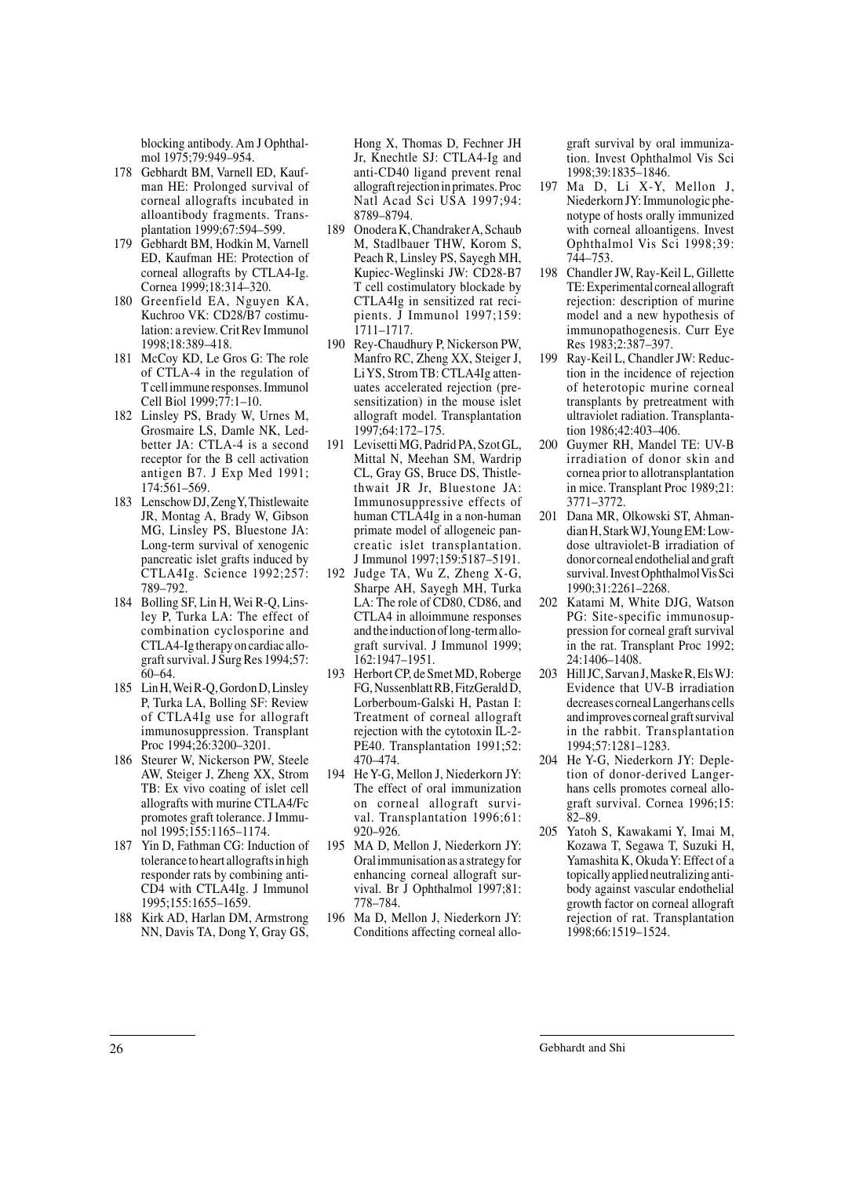blocking antibody. Am J Ophthalmol 1975;79:949–954.

178 Gebhardt BM, Varnell ED, Kaufman HE: Prolonged survival of corneal allografts incubated in alloantibody fragments. Transplantation 1999;67:594–599.

179 Gebhardt BM, Hodkin M, Varnell ED, Kaufman HE: Protection of corneal allografts by CTLA4-Ig. Cornea 1999;18:314–320.

180 Greenfield EA, Nguyen KA, Kuchroo VK: CD28/B7 costimulation: a review. Crit Rev Immunol 1998;18:389–418.

181 McCoy KD, Le Gros G: The role of CTLA-4 in the regulation of T cell immune responses. Immunol Cell Biol 1999;77:1–10.

182 Linsley PS, Brady W, Urnes M, Grosmaire LS, Damle NK, Ledbetter JA: CTLA-4 is a second receptor for the B cell activation antigen B7. J Exp Med 1991; 174:561–569.

183 Lenschow DJ, Zeng Y, Thistlewaite JR, Montag A, Brady W, Gibson MG, Linsley PS, Bluestone JA: Long-term survival of xenogenic pancreatic islet grafts induced by CTLA4Ig. Science 1992;257: 789–792.

184 Bolling SF, Lin H, Wei R-Q, Linsley P, Turka LA: The effect of combination cyclosporine and CTLA4-Ig therapy on cardiac allograft survival. J Surg Res 1994;57: 60–64.

185 Lin H, Wei R-Q, Gordon D, Linsley P, Turka LA, Bolling SF: Review of CTLA4Ig use for allograft immunosuppression. Transplant Proc 1994;26:3200–3201.

186 Steurer W, Nickerson PW, Steele AW, Steiger J, Zheng XX, Strom TB: Ex vivo coating of islet cell allografts with murine CTLA4/Fc promotes graft tolerance. J Immunol 1995;155:1165–1174.

187 Yin D, Fathman CG: Induction of tolerance to heart allografts in high responder rats by combining anti-CD4 with CTLA4Ig. J Immunol 1995;155:1655–1659.

188 Kirk AD, Harlan DM, Armstrong NN, Davis TA, Dong Y, Gray GS, Hong X, Thomas D, Fechner JH Jr, Knechtle SJ: CTLA4-Ig and anti-CD40 ligand prevent renal allograft rejection in primates. Proc Natl Acad Sci USA 1997;94: 8789–8794.

189 Onodera K, Chandraker A, Schaub M, Stadlbauer THW, Korom S, Peach R, Linsley PS, Sayegh MH, Kupiec-Weglinski JW: CD28-B7 T cell costimulatory blockade by CTLA4Ig in sensitized rat recipients. J Immunol 1997;159: 1711–1717.

190 Rey-Chaudhury P, Nickerson PW, Manfro RC, Zheng XX, Steiger J, Li YS, Strom TB: CTLA4Ig attenuates accelerated rejection (presensitization) in the mouse islet allograft model. Transplantation 1997;64:172–175.

191 Levisetti MG, Padrid PA, Szot GL, Mittal N, Meehan SM, Wardrip CL, Gray GS, Bruce DS, Thistlethwait JR Jr, Bluestone JA: Immunosuppressive effects of human CTLA4Ig in a non-human primate model of allogeneic pancreatic islet transplantation. J Immunol 1997;159:5187–5191.

192 Judge TA, Wu Z, Zheng X-G, Sharpe AH, Sayegh MH, Turka LA: The role of CD80, CD86, and CTLA4 in alloimmune responses and the induction of long-term allograft survival. J Immunol 1999; 162:1947–1951.

193 Herbort CP, de Smet MD, Roberge FG, Nussenblatt RB, FitzGerald D, Lorberboum-Galski H, Pastan I: Treatment of corneal allograft rejection with the cytotoxin IL-2-PE40. Transplantation 1991;52: 470–474.

194 He Y-G, Mellon J, Niederkorn JY: The effect of oral immunization on corneal allograft survival. Transplantation 1996;61: 920–926.

195 MA D, Mellon J, Niederkorn JY: Oral immunisation as a strategy for enhancing corneal allograft survival. Br J Ophthalmol 1997;81: 778–784.

196 Ma D, Mellon J, Niederkorn JY: Conditions affecting corneal allograft survival by oral immunization. Invest Ophthalmol Vis Sci 1998;39:1835–1846.

197 Ma D, Li X-Y, Mellon J, Niederkorn JY: Immunologic phenotype of hosts orally immunized with corneal alloantigens. Invest Ophthalmol Vis Sci 1998;39: 744–753.

198 Chandler JW, Ray-Keil L, Gillette TE: Experimental corneal allograft rejection: description of murine model and a new hypothesis of immunopathogenesis. Curr Eye Res 1983;2:387–397.

199 Ray-Keil L, Chandler JW: Reduction in the incidence of rejection of heterotopic murine corneal transplants by pretreatment with ultraviolet radiation. Transplantation 1986;42:403–406.

200 Guymer RH, Mandel TE: UV-B irradiation of donor skin and cornea prior to allotransplantation in mice. Transplant Proc 1989;21: 3771–3772.

201 Dana MR, Olkowski ST, Ahmandian H, Stark WJ, Young EM: Low-dose ultraviolet-B irradiation of donor corneal endothelial and graft survival. Invest Ophthalmol Vis Sci 1990;31:2261–2268.

202 Katami M, White DJG, Watson PG: Site-specific immunosuppression for corneal graft survival in the rat. Transplant Proc 1992; 24:1406–1408.

203 Hill JC, Sarvan J, Maske R, Els WJ: Evidence that UV-B irradiation decreases corneal Langerhans cells and improves corneal graft survival in the rabbit. Transplantation 1994;57:1281–1283.

204 He Y-G, Niederkorn JY: Depletion of donor-derived Langerhans cells promotes corneal allograft survival. Cornea 1996;15: 82–89.

205 Yatoh S, Kawakami Y, Imai M, Kozawa T, Segawa T, Suzuki H, Yamashita K, Okuda Y: Effect of a topically applied neutralizing antibody against vascular endothelial growth factor on corneal allograft rejection of rat. Transplantation 1998;66:1519–1524.